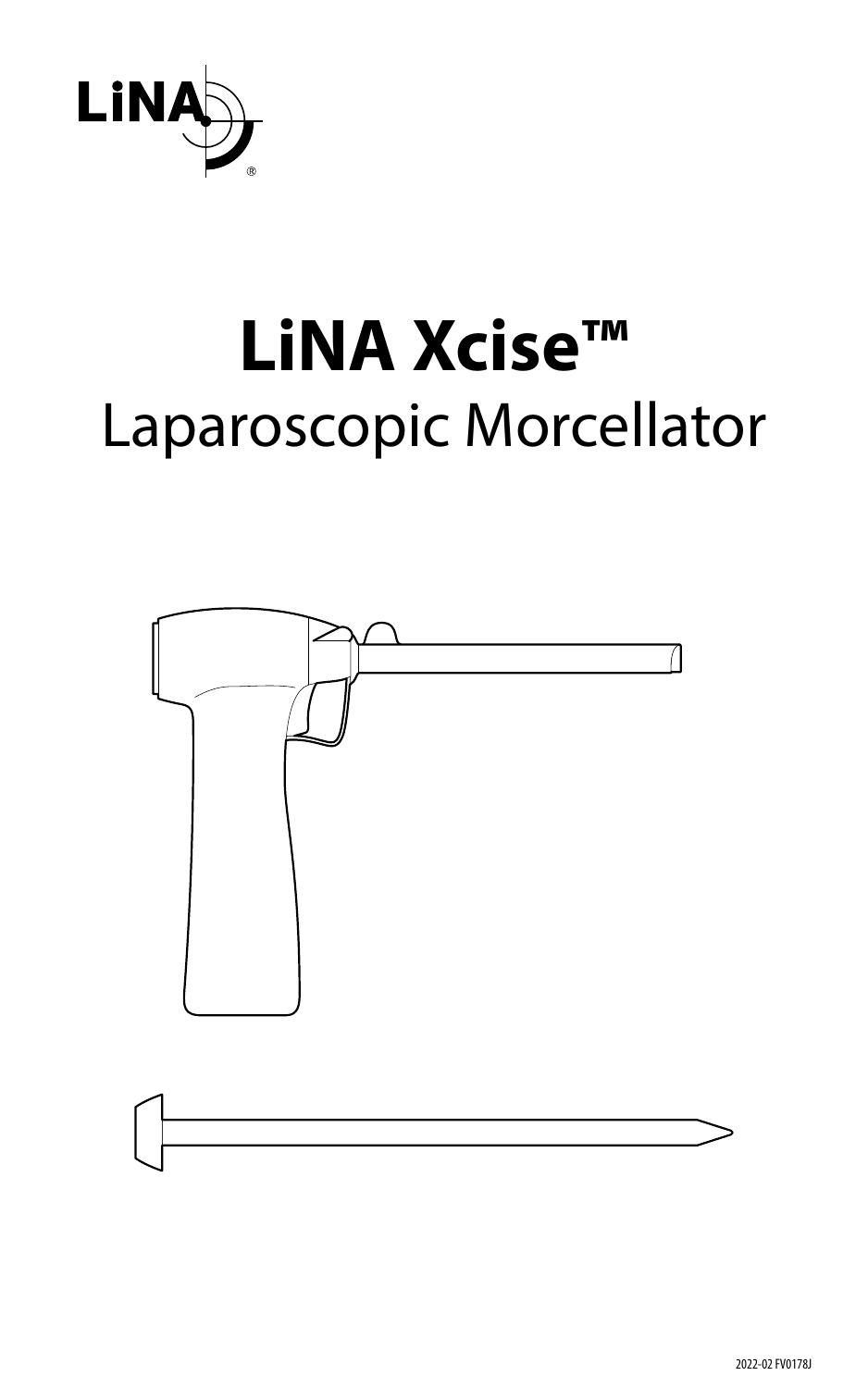# LiNA Xcise™

## Laparoscopic Morcellator

2022-02 FV0178J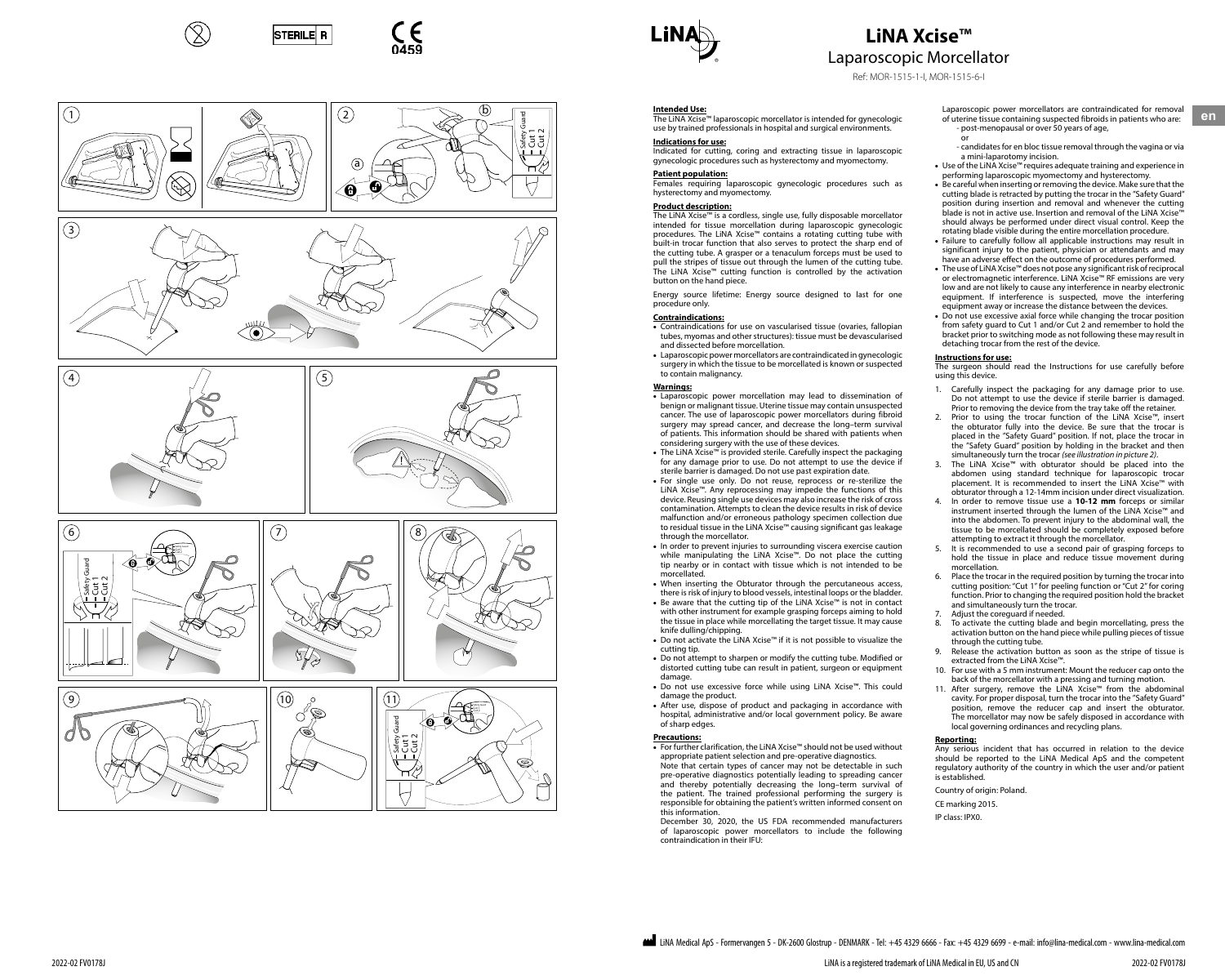# LiNA Xcise™

## Laparoscopic Morcellator

Ref: MOR-1515-1-I, MOR-1515-6-I

**Intended Use:**
The LiNA Xcise™ laparoscopic morcellator is intended for gynecologic use by trained professionals in hospital and surgical environments.

**Indications for use:**
Indicated for cutting, coring and extracting tissue in laparoscopic gynecologic procedures such as hysterectomy and myomectomy.

**Patient population:**
Females requiring laparoscopic gynecologic procedures such as hysterectomy and myomectomy.

**Product description:**
The LiNA Xcise™ is a cordless, single use, fully disposable morcellator intended for tissue morcellation during laparoscopic gynecologic procedures. The LiNA Xcise™ contains a rotating cutting tube with built-in trocar function that also serves to protect the sharp end of the cutting tube. A grasper or a tenaculum forceps must be used to pull the stripes of tissue out through the lumen of the cutting tube. The LiNA Xcise™ cutting function is controlled by the activation button on the hand piece.

Energy source lifetime: Energy source designed to last for one procedure only.

**Contraindications:**

- Contraindications for use on vascularised tissue (ovaries, fallopian tubes, myomas and other structures): tissue must be devascularised and dissected before morcellation.
- Laparoscopic power morcellators are contraindicated in gynecologic surgery in which the tissue to be morcellated is known or suspected to contain malignancy.

**Warnings:**

- Laparoscopic power morcellation may lead to dissemination of benign or malignant tissue. Uterine tissue may contain unsuspected cancer. The use of laparoscopic power morcellators during fibroid surgery may spread cancer, and decrease the long–term survival of patients. This information should be shared with patients when considering surgery with the use of these devices.
- The LiNA Xcise™ is provided sterile. Carefully inspect the packaging for any damage prior to use. Do not attempt to use the device if sterile barrier is damaged. Do not use past expiration date.
- For single use only. Do not reuse, reprocess or re-sterilize the LiNA Xcise™. Any reprocessing may impede the functions of this device. Reusing single use devices may also increase the risk of cross contamination. Attempts to clean the device results in risk of device malfunction and/or erroneous pathology specimen collection due to residual tissue in the LiNA Xcise™ causing significant gas leakage through the morcellator.
- In order to prevent injuries to surrounding viscera exercise caution while manipulating the LiNA Xcise™. Do not place the cutting tip nearby or in contact with tissue which is not intended to be morcellated.
- When inserting the Obturator through the percutaneous access, there is risk of injury to blood vessels, intestinal loops or the bladder.
- Be aware that the cutting tip of the LiNA Xcise™ is not in contact with other instrument for example grasping forceps aiming to hold the tissue in place while morcellating the target tissue. It may cause knife dulling/chipping.
- Do not activate the LiNA Xcise™ if it is not possible to visualize the cutting tip.
- Do not attempt to sharpen or modify the cutting tube. Modified or distorted cutting tube can result in patient, surgeon or equipment damage.
- Do not use excessive force while using LiNA Xcise™. This could damage the product.
- After use, dispose of product and packaging in accordance with hospital, administrative and/or local government policy. Be aware of sharp edges.

**Precautions:**

- For further clarification, the LiNA Xcise™ should not be used without appropriate patient selection and pre-operative diagnostics.
  Note that certain types of cancer may not be detectable in such pre-operative diagnostics potentially leading to spreading cancer and thereby potentially decreasing the long–term survival of the patient. The trained professional performing the surgery is responsible for obtaining the patient's written informed consent on this information.
  December 30, 2020, the US FDA recommended manufacturers of laparoscopic power morcellators to include the following contraindication in their IFU:
  Laparoscopic power morcellators are contraindicated for removal of uterine tissue containing suspected fibroids in patients who are:
  - post-menopausal or over 50 years of age,
  or
  - candidates for en bloc tissue removal through the vagina or via a mini-laparotomy incision.
- Use of the LiNA Xcise™ requires adequate training and experience in performing laparoscopic myomectomy and hysterectomy.
- Be careful when inserting or removing the device. Make sure that the cutting blade is retracted by putting the trocar in the "Safety Guard" position during insertion and removal and whenever the cutting blade is not in active use. Insertion and removal of the LiNA Xcise™ should always be performed under direct visual control. Keep the rotating blade visible during the entire morcellation procedure.
- Failure to carefully follow all applicable instructions may result in significant injury to the patient, physician or attendants and may have an adverse effect on the outcome of procedures performed.
- The use of LiNA Xcise™ does not pose any significant risk of reciprocal or electromagnetic interference. LiNA Xcise™ RF emissions are very low and are not likely to cause any interference in nearby electronic equipment. If interference is suspected, move the interfering equipment away or increase the distance between the devices.
- Do not use excessive axial force while changing the trocar position from safety guard to Cut 1 and/or Cut 2 and remember to hold the bracket prior to switching mode as not following these may result in detaching trocar from the rest of the device.

**Instructions for use:**
The surgeon should read the Instructions for use carefully before using this device.

1. Carefully inspect the packaging for any damage prior to use. Do not attempt to use the device if sterile barrier is damaged. Prior to removing the device from the tray take off the retainer.
2. Prior to using the trocar function of the LiNA Xcise™, insert the obturator fully into the device. Be sure that the trocar is placed in the "Safety Guard" position. If not, place the trocar in the "Safety Guard" position by holding in the bracket and then simultaneously turn the trocar *(see illustration in picture 2)*.
3. The LiNA Xcise™ with obturator should be placed into the abdomen using standard technique for laparoscopic trocar placement. It is recommended to insert the LiNA Xcise™ with obturator through a 12-14mm incision under direct visualization.
4. In order to remove tissue use a **10-12 mm** forceps or similar instrument inserted through the lumen of the LiNA Xcise™ and into the abdomen. To prevent injury to the abdominal wall, the tissue to be morcellated should be completely exposed before attempting to extract it through the morcellator.
5. It is recommended to use a second pair of grasping forceps to hold the tissue in place and reduce tissue movement during morcellation.
6. Place the trocar in the required position by turning the trocar into cutting position: "Cut 1" for peeling function or "Cut 2" for coring function. Prior to changing the required position hold the bracket and simultaneously turn the trocar.
7. Adjust the coreguard if needed.
8. To activate the cutting blade and begin morcellating, press the activation button on the hand piece while pulling pieces of tissue through the cutting tube.
9. Release the activation button as soon as the stripe of tissue is extracted from the LiNA Xcise™.
10. For use with a 5 mm instrument: Mount the reducer cap onto the back of the morcellator with a pressing and turning motion.
11. After surgery, remove the LiNA Xcise™ from the abdominal cavity. For proper disposal, turn the trocar into the "Safety Guard" position, remove the reducer cap and insert the obturator. The morcellator may now be safely disposed in accordance with local governing ordinances and recycling plans.

**Reporting:**
Any serious incident that has occurred in relation to the device should be reported to the LiNA Medical ApS and the competent regulatory authority of the country in which the user and/or patient is established.

Country of origin: Poland.

CE marking 2015.

IP class: IPX0.

LiNA Medical ApS - Formervangen 5 - DK-2600 Glostrup - DENMARK - Tel: +45 4329 6666 - Fax: +45 4329 6699 - e-mail: info@lina-medical.com - www.lina-medical.com

LiNA is a registered trademark of LiNA Medical in EU, US and CN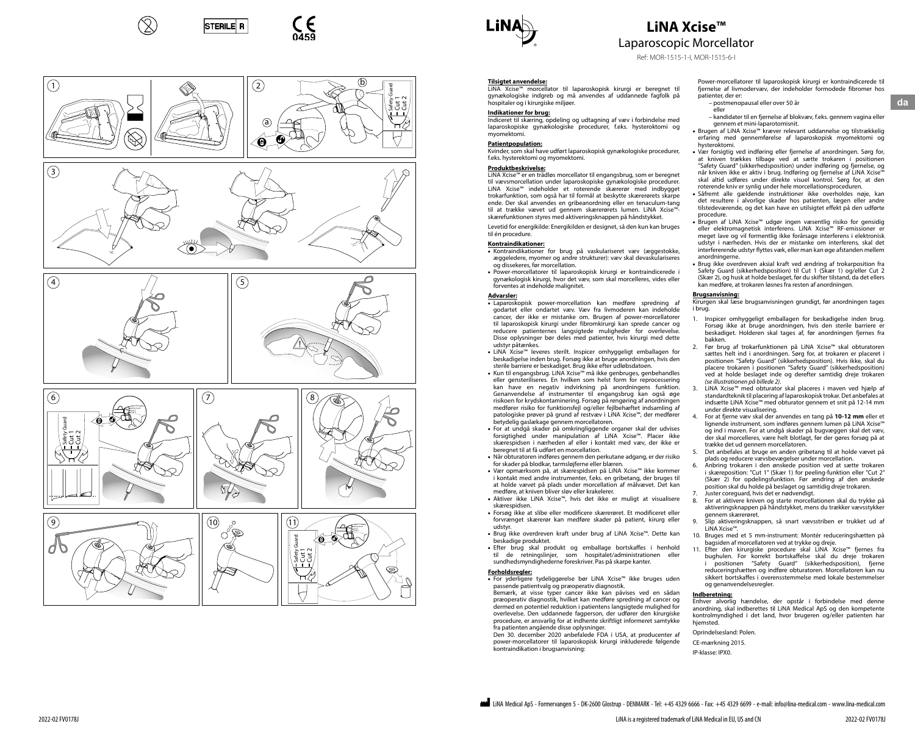# LiNA Xcise™

## Laparoscopic Morcellator

Ref: MOR-1515-1-I, MOR-1515-6-I

da

**Tilsigtet anvendelse:**
LiNA Xcise™ morcellator til laparoskopisk kirurgi er beregnet til gynækologiske indgreb og må anvendes af uddannede fagfolk på hospitaler og i kirurgiske miljøer.

**Indikationer for brug:**
Indiceret til skæring, opdeling og udtagning af væv i forbindelse med laparoskopiske gynækologiske procedurer, f.eks. hysteroktomi og myomektomi.

**Patientpopulation:**
Kvinder, som skal have udført laparoskopisk gynækologiske procedurer, f.eks. hysterektomi og myomektomi.

**Produktbeskrivelse:**
LiNA Xcise™ er en trådløs morcellator til engangsbrug, som er beregnet til vævsmorcellation under laparoskopiske gynækologiske procedurer. LiNA Xcise™ indeholder et roterende skærerør med indbygget trokarfunktion, som også har til formål at beskytte skærerørets skarpe ende. Der skal anvendes en gribeanordning eller en tenaculum-tang til at trække vævet ud gennem skærerørets lumen. LiNA Xcise™-skærefunktionen styres med aktiveringsknappen på håndstykket.

Levetid for energikilde: Energikilden er designet, så den kun kan bruges til én procedure.

**Kontraindikationer:**
- Kontraindikationer for brug på vaskulariseret væv (æggestokke, æggeledere, myomer og andre strukturer): væv skal devaskulariseres og dissekeres, før morcellation.
- Power-morcellatorer til laparoskopisk kirurgi er kontraindicerede i gynækologisk kirurgi, hvor det væv, som skal morcelleres, vides eller forventes at indeholde malignitet.

**Advarsler:**
- Laparoskopisk power-morcellation kan medføre spredning af godartet eller ondartet væv. Væv fra livmoderen kan indeholde cancer, der ikke er mistanke om. Brugen af power-morcellatorer til laparoskopisk kirurgi under fibromkirurgi kan sprede cancer og reducere patienternes langsigtede muligheder for overlevelse. Disse oplysninger bør deles med patienter, hvis kirurgi med dette udstyr påtænkes.
- LiNA Xcise™ leveres sterilt. Inspicer omhyggeligt emballagen for beskadigelse inden brug. Forsøg ikke at bruge anordningen, hvis den sterile barriere er beskadiget. Brug ikke efter udløbsdatoen.
- Kun til engangsbrug. LiNA Xcise™ må ikke genbruges, genbehandles eller gensteriliseres. En hvilken som helst form for reprocessering kan have en negativ indvirkning på anordningens funktion. Genanvendelse af instrumenter til engangsbrug kan også øge risikoen for krydskontaminering. Forsøg på rengøring af anordningen medfører risiko for funktionsfejl og/eller fejlbehæftet indsamling af patologiske prøver på grund af restvæv i LiNA Xcise™, der medfører betydelig gaslækage gennem morcellatoren.
- For at undgå skader på omkringliggende organer skal der udvises forsigtighed under manipulation af LiNA Xcise™. Placer ikke skærespidsen i nærheden af eller i kontakt med væv, der ikke er beregnet til at få udført en morcellation.
- Når obturatoren indføres gennem den perkutane adgang, er der risiko for skader på blodkar, tarmsløjferne eller blæren.
- Vær opmærksom på, at skærespidsen på LiNA Xcise™ ikke kommer i kontakt med andre instrumenter, f.eks. en gribetang, der bruges til at holde vævet på plads under morcellation af målvævet. Det kan medføre, at kniven bliver sløv eller krakelerer.
- Aktiver ikke LiNA Xcise™, hvis det ikke er muligt at visualisere skærespidsen.
- Forsøg ikke at slibe eller modificere skærerøret. Et modificeret eller forvrænget skærerør kan medføre skader på patient, kirurg eller udstyr.
- Brug ikke overdreven kraft under brug af LiNA Xcise™. Dette kan beskadige produktet.
- Efter brug skal produkt og emballage bortskaffes i henhold til de retningslinjer, som hospitalet/administrationen eller sundhedsmyndighederne foreskriver. Pas på skarpe kanter.

**Forholdsregler:**
- For yderligere tydeliggørelse bør LiNA Xcise™ ikke bruges uden passende patientvalg og præoperativ diagnostik.
Bemærk, at visse typer cancer ikke kan påvises ved en sådan præoperativ diagnostik, hvilket kan medføre spredning af cancer og dermed en potentiel reduktion i patientens langsigtede mulighed for overlevelse. Den uddannede fagperson, der udfører den kirurgiske procedure, er ansvarlig for at indhente skriftligt informeret samtykke fra patienten angående disse oplysninger.
Den 30. december 2020 anbefalede FDA i USA, at producenter af power-morcellatorer til laparoskopisk kirurgi inkluderede følgende kontraindikation i brugsanvisning:

Power-morcellatorer til laparoskopisk kirurgi er kontraindicerede til fjernelse af livmodervæv, der indeholder formodede fibromer hos patienter, der er:
 – postmenopausal eller over 50 år
 eller
 – kandidater til en fjernelse af blokvæv, f.eks. gennem vagina eller gennem et mini-laparotomisnit.
- Brugen af LiNA Xcise™ kræver relevant uddannelse og tilstrækkelig erfaring med gennemførelse af laparoskopisk myomektomi og hysteroktomi.
- Vær forsigtig ved indføring eller fjernelse af anordningen. Sørg for, at kniven trækkes tilbage ved at sætte trokaren i positionen "Safety Guard" (sikkerhedsposition) under indføring og fjernelse, og når kniven ikke er aktiv i brug. Indføring og fjernelse af LiNA Xcise™ skal altid udføres under direkte visuel kontrol. Sørg for, at den roterende kniv er synlig under hele morcellationsproceduren.
- Såfremt alle gældende instruktioner ikke overholdes nøje, kan det resultere i alvorlige skader hos patienten, lægen eller andre tilstedeværende, og det kan have en utilsigtet effekt på den udførte procedure.
- Brugen af LiNA Xcise™ udgør ingen væsentlig risiko for gensidig eller elektromagnetisk interferens. LiNA Xcise™ RF-emissioner er meget lave og vil formentlig ikke forårsage interferens i elektronisk udstyr i nærheden. Hvis der er mistanke om interferens, skal det interfererende udstyr flyttes væk, eller man kan øge afstanden mellem anordningerne.
- Brug ikke overdreven aksial kraft ved ændring af trokarposition fra Safety Guard (sikkerhedsposition) til Cut 1 (Skær 1) og/eller Cut 2 (Skær 2), og husk at holde beslaget, før du skifter tilstand, da det ellers kan medføre, at trokaren løsnes fra resten af anordningen.

**Brugsanvisning:**
Kirurgen skal læse brugsanvisningen grundigt, før anordningen tages i brug.

1. Inspicer omhyggeligt emballagen for beskadigelse inden brug. Forsøg ikke at bruge anordningen, hvis den sterile barriere er beskadiget. Holderen skal tages af, før anordningen fjernes fra bakken.
2. Før brug af trokarfunktionen på LiNA Xcise™ skal obturatoren sættes helt ind i anordningen. Sørg for, at trokaren er placeret i positionen "Safety Guard" (sikkerhedsposition). Hvis ikke, skal du placere trokaren i positionen "Safety Guard" (sikkerhedsposition) ved at holde beslaget inde og derefter samtidig dreje trokaren *(se illustrationen på billede 2)*.
3. LiNA Xcise™ med obturator skal placeres i maven ved hjælp af standardteknik til placering af laparoskopisk trokar. Det anbefales at indsætte LiNA Xcise™ med obturator gennem et snit på 12-14 mm under direkte visualisering.
4. For at fjerne væv skal der anvendes en tang på **10-12 mm** eller et lignende instrument, som indføres gennem lumen på LiNA Xcise™ og ind i maven. For at undgå skader på bugvæggen skal det væv, der skal morcelleres, være helt blotlagt, før der gøres forsøg på at trække det ud gennem morcellatoren.
5. Det anbefales at bruge en anden gribetang til at holde vævet på plads og reducere vævsbevægelser under morcellation.
6. Anbring trokaren i den ønskede position ved at sætte trokaren i skæreposition: "Cut 1" (Skær 1) for peeling-funktion eller "Cut 2" (Skær 2) for opdelingsfunktion. Før ændring af den ønskede position skal du holde på beslaget og samtidig dreje trokaren.
7. Juster coreguard, hvis det er nødvendigt.
8. For at aktivere kniven og starte morcellationen skal du trykke på aktiveringsknappen på håndstykket, mens du trækker vævsstykker gennem skærerøret.
9. Slip aktiveringsknappen, så snart vævsstriben er trukket ud af LiNA Xcise™.
10. Bruges med et 5 mm-instrument: Montér reduceringshætten på bagsiden af morcellatoren ved at trykke og dreje.
11. Efter den kirurgiske procedure skal LiNA Xcise™ fjernes fra bughulen. For korrekt bortskaffelse skal du dreje trokaren i positionen "Safety Guard" (sikkerhedsposition), fjerne reduceringshætten og indføre obturatoren. Morcellatoren kan nu sikkert bortskaffes i overensstemmelse med lokale bestemmelser og genanvendelsesregler.

**Indberetning:**
Enhver alvorlig hændelse, der opstår i forbindelse med denne anordning, skal indberettes til LiNA Medical ApS og den kompetente kontrolmyndighed i det land, hvor brugeren og/eller patienten har hjemsted.

Oprindelsesland: Polen.

CE-mærkning 2015.

IP-klasse: IPX0.

LiNA Medical ApS - Formervangen 5 - DK-2600 Glostrup - DENMARK - Tel: +45 4329 6666 - Fax: +45 4329 6699 - e-mail: info@lina-medical.com - www.lina-medical.com

LiNA is a registered trademark of LiNA Medical in EU, US and CN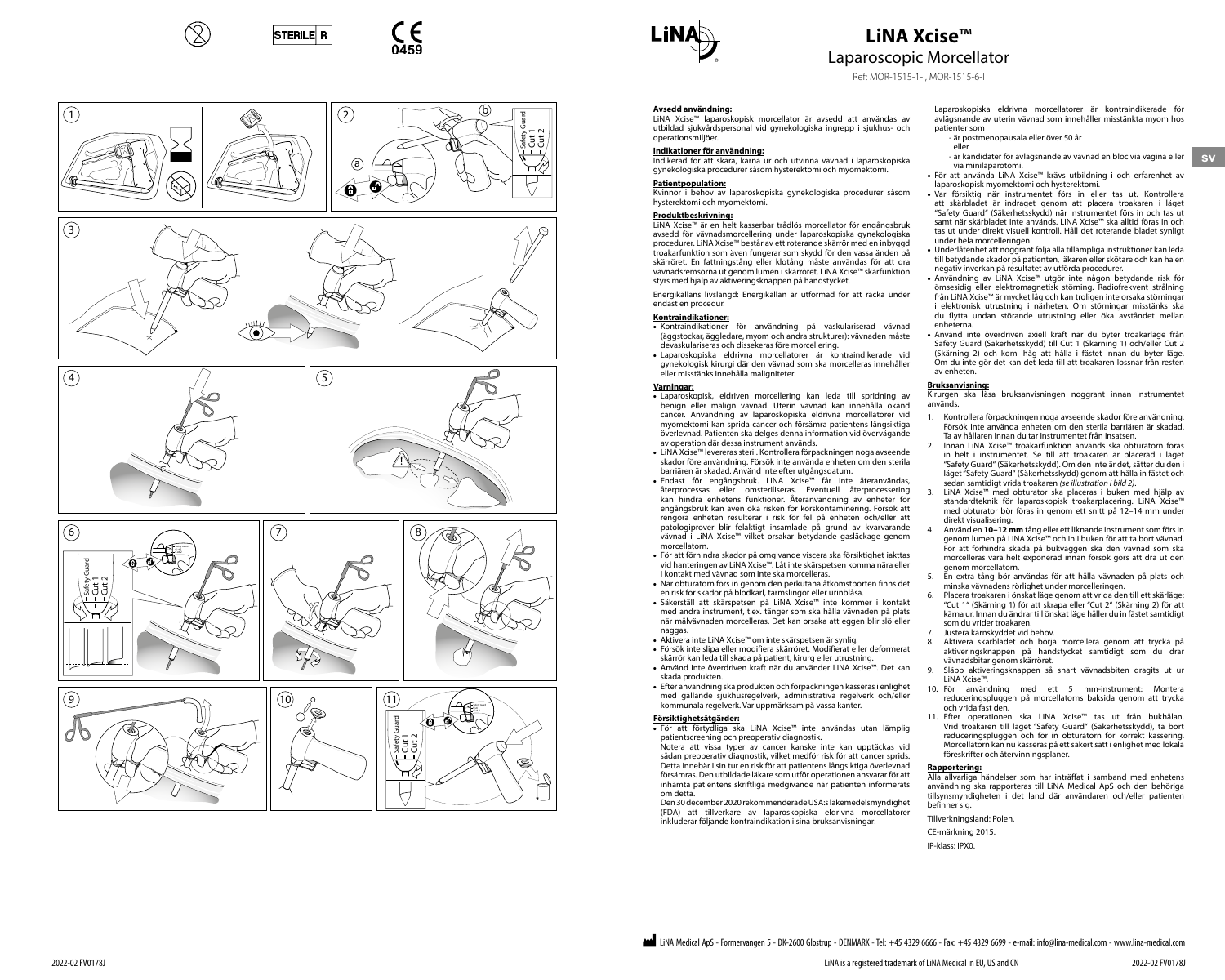# LiNA Xcise™

## Laparoscopic Morcellator

Ref: MOR-1515-1-I, MOR-1515-6-I

SV

**Avsedd användning:**
LiNA Xcise™ laparoskopisk morcellator är avsedd att användas av utbildad sjukvårdspersonal vid gynekologiska ingrepp i sjukhus- och operationsmiljöer.

**Indikationer för användning:**
Indikerad för att skära, kärna ur och utvinna vävnad i laparoskopiska gynekologiska procedurer såsom hysterektomi och myomektomi.

**Patientpopulation:**
Kvinnor i behov av laparoskopiska gynekologiska procedurer såsom hysterektomi och myomektomi.

**Produktbeskrivning:**
LiNA Xcise™ är en helt kasserbar trådlös morcellator för engångsbruk avsedd för vävnadsmorcellering under laparoskopiska gynekologiska procedurer. LiNA Xcise™ består av ett roterande skärrör med en inbyggd troakarfunktion som även fungerar som skydd för den vassa änden på skärröret. En fattningstång eller klotång måste användas för att dra vävnadsremsorna ut genom lumen i skärröret. LiNA Xcise™ skärfunktion styrs med hjälp av aktiveringsknappen på handstycket.

Energikällans livslängd: Energikällan är utformad för att räcka under endast en procedur.

**Kontraindikationer:**
- Kontraindikationer för användning på vaskulariserad vävnad (äggstockar, äggledare, myom och andra strukturer): vävnaden måste devaskulariseras och dissekeras före morcellering.
- Laparoskopiska eldrivna morcellatorer är kontraindikerade vid gynekologisk kirurgi där den vävnad som ska morcelleras innehåller eller misstänks innehålla maligniteter.

**Varningar:**
- Laparoskopisk, eldriven morcellering kan leda till spridning av benign eller malign vävnad. Uterin vävnad kan innehålla okänd cancer. Användning av laparoskopiska eldrivna morcellatorer vid myomektomi kan sprida cancer och försämra patientens långsiktiga överlevnad. Patienten ska delges denna information vid övervägande av operation där dessa instrument används.
- LiNA Xcise™ levereras steril. Kontrollera förpackningen noga avseende skador före användning. Försök inte använda enheten om den sterila barriären är skadad. Använd inte efter utgångsdatum.
- Endast för engångsbruk. LiNA Xcise™ får inte återanvändas, återprocessas eller omsteriliseras. Eventuell återprocessering kan hindra enhetens funktioner. Återanvändning av enheter för engångsbruk kan även öka risken för korskontaminering. Försök att rengöra enheten resulterar i risk för fel på enheten och/eller att patologiprover blir felaktigt insamlade på grund av kvarvarande vävnad i LiNA Xcise™ vilket orsakar betydande gasläckage genom morcellatorn.
- För att förhindra skador på omgivande viscera ska försiktighet iakttas vid hanteringen av LiNA Xcise™. Låt inte skärspetsen komma nära eller i kontakt med vävnad som inte ska morcelleras.
- När obturatorn förs in genom den perkutana åtkomstporten finns det en risk för skador på blodkärl, tarmslingor eller urinblåsa.
- Säkerställ att skärspetsen på LiNA Xcise™ inte kommer i kontakt med andra instrument, t.ex. tänger som ska hålla vävnaden på plats när målvävnaden morcelleras. Det kan orsaka att eggen blir slö eller naggas.
- Aktivera inte LiNA Xcise™ om inte skärspetsen är synlig.
- Försök inte slipa eller modifiera skärröret. Modifierat eller deformerat skärrör kan leda till skada på patient, kirurg eller utrustning.
- Använd inte överdriven kraft när du använder LiNA Xcise™. Det kan skada produkten.
- Efter användning ska produkten och förpackningen kasseras i enlighet med gällande sjukhusregelverk, administrativa regelverk och/eller kommunala regelverk. Var uppmärksam på vassa kanter.

**Försiktighetsåtgärder:**
- För att förtydliga ska LiNA Xcise™ inte användas utan lämplig patientscreening och preoperativ diagnostik.
  Notera att vissa typer av cancer kanske inte kan upptäckas vid sådan preoperativ diagnostik, vilket medför risk för att cancer sprids. Detta innebär i sin tur en risk för att patientens långsiktiga överlevnad försämras. Den utbildade läkare som utför operationen ansvarar för att inhämta patientens skriftliga medgivande när patienten informerats om detta.
  Den 30 december 2020 rekommenderade USA:s läkemedelsmyndighet (FDA) att tillverkare av laparoskopiska eldrivna morcellatorer inkluderar följande kontraindikation i sina bruksanvisningar:
  Laparoskopiska eldrivna morcellatorer är kontraindikerade för avlägsnande av uterin vävnad som innehåller misstänkta myom hos patienter som
  - är postmenopausala eller över 50 år
    eller
  - är kandidater för avlägsnande av vävnad en bloc via vagina eller via minilaparotomi.
- För att använda LiNA Xcise™ krävs utbildning i och erfarenhet av laparoskopisk myomektomi och hysterektomi.
- Var försiktig när instrumentet förs in eller tas ut. Kontrollera att skärbladet är indraget genom att placera troakaren i läget "Safety Guard" (Säkerhetsskydd) när instrumentet förs in och tas ut samt när skärbladet inte används. LiNA Xcise™ ska alltid föras in och tas ut under direkt visuell kontroll. Håll det roterande bladet synligt under hela morcelleringen.
- Underlåtenhet att noggrant följa alla tillämpliga instruktioner kan leda till betydande skador på patienten, läkaren eller skötare och kan ha en negativ inverkan på resultatet av utförda procedurer.
- Användning av LiNA Xcise™ utgör inte någon betydande risk för ömsesidig eller elektromagnetisk störning. Radiofrekvent strålning från LiNA Xcise™ är mycket låg och kan troligen inte orsaka störningar i elektronisk utrustning i närheten. Om störningar misstänks ska du flytta undan störande utrustning eller öka avståndet mellan enheterna.
- Använd inte överdriven axiell kraft när du byter troakarläge från Safety Guard (Säkerhetsskydd) till Cut 1 (Skärning 1) och/eller Cut 2 (Skärning 2) och kom ihåg att hålla i fästet innan du byter läge. Om du inte gör det kan det leda till att troakaren lossnar från resten av enheten.

**Bruksanvisning:**
Kirurgen ska läsa bruksanvisningen noggrant innan instrumentet används.

1. Kontrollera förpackningen noga avseende skador före användning. Försök inte använda enheten om den sterila barriären är skadad. Ta av hållaren innan du tar instrumentet från insatsen.
2. Innan LiNA Xcise™ troakarfunktion används ska obturatorn föras in helt i instrumentet. Se till att troakaren är placerad i läget "Safety Guard" (Säkerhetsskydd). Om den inte är det, sätter du den i läget "Safety Guard" (Säkerhetsskydd) genom att hålla i fästet och sedan samtidigt vrida troakaren *(se illustration i bild 2)*.
3. LiNA Xcise™ med obturator ska placeras i buken med hjälp av standardteknik för laparoskopisk troakarplacering. LiNA Xcise™ med obturator bör föras in genom ett snitt på 12–14 mm under direkt visualisering.
4. Använd en **10–12 mm** tång eller ett liknande instrument som förs in genom lumen på LiNA Xcise™ och in i buken för att ta bort vävnad. För att förhindra skada på bukväggen ska den vävnad som ska morcelleras vara helt exponerad innan försök görs att dra ut den genom morcellatorn.
5. En extra tång bör användas för att hålla vävnaden på plats och minska vävnadens rörlighet under morcelleringen.
6. Placera troakaren i önskat läge genom att vrida den till ett skärläge: "Cut 1" (Skärning 1) för att skrapa eller "Cut 2" (Skärning 2) för att kärna ur. Innan du ändrar till önskat läge håller du in fästet samtidigt som du vrider troakaren.
7. Justera kärnskyddet vid behov.
8. Aktivera skärbladet och börja morcellera genom att trycka på aktiveringsknappen på handstycket samtidigt som du drar vävnadsbitar genom skärröret.
9. Släpp aktiveringsknappen så snart vävnadsbiten dragits ut ur LiNA Xcise™.
10. För användning med ett 5 mm-instrument: Montera reduceringspluggen på morcellatorns baksida genom att trycka och vrida fast den.
11. Efter operationen ska LiNA Xcise™ tas ut från bukhålan. Vrid troakaren till läget "Safety Guard" (Säkerhetsskydd), ta bort reduceringspluggen och för in obturatorn för korrekt kassering. Morcellatorn kan nu kasseras på ett säkert sätt i enlighet med lokala föreskrifter och återvinningsplaner.

**Rapportering:**
Alla allvarliga händelser som har inträffat i samband med enhetens användning ska rapporteras till LiNA Medical ApS och den behöriga tillsynsmyndigheten i det land där användaren och/eller patienten befinner sig.

Tillverkningsland: Polen.

CE-märkning 2015.

IP-klass: IPX0.

LiNA Medical ApS - Formervangen 5 - DK-2600 Glostrup - DENMARK - Tel: +45 4329 6666 - Fax: +45 4329 6699 - e-mail: info@lina-medical.com - www.lina-medical.com

LiNA is a registered trademark of LiNA Medical in EU, US and CN

2022-02 FV0178J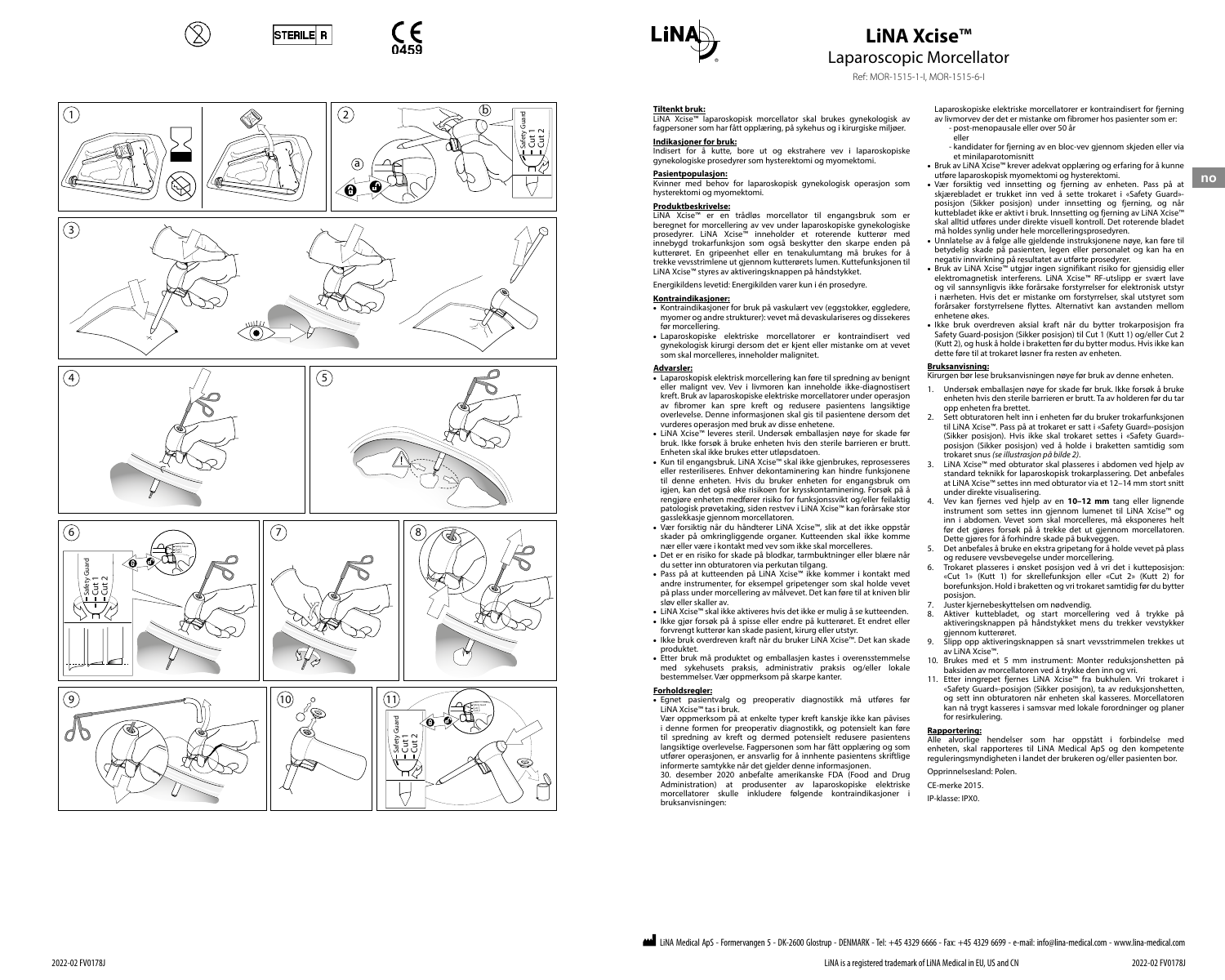# LiNA Xcise™

## Laparoscopic Morcellator

Ref: MOR-1515-1-I, MOR-1515-6-I

**Tiltenkt bruk:**
LiNA Xcise™ laparoskopisk morcellator skal brukes gynekologisk av fagpersoner som har fått opplæring, på sykehus og i kirurgiske miljøer.

**Indikasjoner for bruk:**
Indisert for å kutte, bore ut og ekstrahere vev i laparoskopiske gynekologiske prosedyrer som hysterektomi og myomektomi.

**Pasientpopulasjon:**
Kvinner med behov for laparoskopisk gynekologisk operasjon som hysterektomi og myomektomi.

**Produktbeskrivelse:**
LiNA Xcise™ er en trådløs morcellator til engangsbruk som er beregnet for morcellering av vev under laparoskopiske gynekologiske prosedyrer. LiNA Xcise™ inneholder et roterende kutterør med innebygd trokarfunksjon som også beskytter den skarpe enden på kutterøret. En gripepenet eller en tenakulumtang må brukes for å trekke vevsstrimlene ut gjennom kutterørets lumen. Kuttefunksjonen til LiNA Xcise™ styres av aktiveringsknappen på håndstykket.

Energikildens levetid: Energikilden varer kun i én prosedyre.

**Kontraindikasjoner:**
- Kontraindikasjoner for bruk på vaskulært vev (eggstokker, eggledere, myomer og andre strukturer): vevet må devaskulariseres og dissekeres før morcellering.
- Laparoskopiske elektriske morcellatorer er kontraindisert ved gynekologisk kirurgi dersom det er kjent eller mistanke om at vevet som skal morcelleres, inneholder malignitet.

**Advarsler:**
- Laparoskopisk elektrisk morcellering kan føre til spredning av benignt eller malignt vev. Vev i livmoren kan inneholde ikke-diagnostisert kreft. Bruk av laparoskopiske elektriske morcellatorer under operasjon av fibromer kan spre kreft og redusere pasientens langsiktige overlevelse. Denne informasjonen skal gis til pasientene dersom det vurderes operasjon med bruk av disse enhetene.
- LiNA Xcise™ leveres steril. Undersøk emballasjen nøye for skade før bruk. Ikke forsøk å bruke enheten hvis den sterile barrieren er brutt. Enheten skal ikke brukes etter utløpsdatoen.
- Kun til engangsbruk. LiNA Xcise™ skal ikke gjenbrukes, reprosesseres eller resteriliseres. Enhver dekontaminering kan hindre funksjonene til denne enheten. Hvis du bruker enheten for engangsbruk om igjen, kan det også øke risikoen for krysskontaminering. Forsøk på å rengjøre enheten medfører risiko for funksjonssvikt og/eller feilaktig patologisk prøvetaking, siden restvev i LiNA Xcise™ kan forårsake stor gasslekkasje gjennom morcellatoren.
- Vær forsiktig når du håndterer LiNA Xcise™, slik at det ikke oppstår skader på omkringliggende organer. Kutteenden skal ikke komme nær eller være i kontakt med vev som ikke skal morcelleres.
- Det er en risiko for skade på blodkar, tarmbuktninger eller blære når du setter inn obturatoren via perkutan tilgang.
- Pass på at kutteenden på LiNA Xcise™ ikke kommer i kontakt med andre instrumenter, for eksempel gripetenger som skal holde vevet på plass under morcellering av målvevet. Det kan føre til at kniven blir sløv eller skaller av.
- LiNA Xcise™ skal ikke aktiveres hvis det ikke er mulig å se kutteenden.
- Ikke gjør forsøk på å spisse eller endre på kutterøret. Et endret eller forvrengt kutterør kan skade pasient, kirurg eller utstyr.
- Ikke bruk overdreven kraft når du bruker LiNA Xcise™. Det kan skade produktet.
- Etter bruk må produktet og emballasjen kastes i overensstemmelse med sykehusets praksis, administrativ praksis og/eller lokale bestemmelser. Vær oppmerksom på skarpe kanter.

**Forholdsregler:**
- Egnet pasientvalg og preoperativ diagnostikk må utføres før LiNA Xcise™ tas i bruk.
  Vær oppmerksom på at enkelte typer kreft kanskje ikke kan påvises i denne formen for preoperativ diagnostikk, og potensielt kan føre til spredning av kreft og dermed potensielt redusere pasientens langsiktige overlevelse. Fagpersonen som har fått opplæring og som utfører operasjonen, er ansvarlig for å innhente pasientens skriftlige informerte samtykke når det gjelder denne informasjonen.
  30. desember 2020 anbefalte amerikanske FDA (Food and Drug Administration) at produsenter av laparoskopiske elektriske morcellatorer skulle inkludere følgende kontraindikasjoner i bruksanvisningen:
  Laparoskopiske elektriske morcellatorer er kontraindisert for fjerning av livmorvev der det er mistanke om fibromer hos pasienter som er:
  - post-menopausale eller over 50 år
  eller
  - kandidater for fjerning av en en bloc-vev gjennom skjeden eller via et minilaparotomisnitt
- Bruk av LiNA Xcise™ krever adekvat opplæring og erfaring for å kunne utføre laparoskopisk myomektomi og hysterektomi.
- Vær forsiktig ved innsetting og fjerning av enheten. Pass på at skjærebladet er trukket inn ved å sette trokaret i «Safety Guard»-posisjon (Sikker posisjon) under innsetting og fjerning, og når kuttebladet ikke er aktivt i bruk. Innsetting og fjerning av LiNA Xcise™ skal alltid utføres under direkte visuell kontroll. Det roterende bladet må holdes synlig under hele morcelleringsprosedyren.
- Unnlatelse av å følge alle gjeldende instruksjonene nøye, kan føre til betydelig skade på pasienten, legen eller personalet og kan ha en negativ innvirkning på resultatet av utførte prosedyrer.
- Bruk av LiNA Xcise™ utgjør ingen signifikant risiko for gjensidig eller elektromagnetisk interferens. LiNA Xcise™ RF-utslipp er svært lave og vil sannsynligvis ikke forårsake forstyrrelser for elektronisk utstyr i nærheten. Hvis det er mistanke om forstyrrelser, skal utstyret som forårsaker forstyrrelsene flyttes. Alternativt kan avstanden mellom enhetene økes.
- Ikke bruk overdreven aksial kraft når du bytter trokarposisjon fra Safety Guard-posisjon (Sikker posisjon) til Cut 1 (Kutt 1) og/eller Cut 2 (Kutt 2), og husk å holde i braketten før du bytter modus. Hvis ikke kan dette føre til at trokaret løsner fra resten av enheten.

**Bruksanvisning:**
Kirurgen bør lese bruksanvisningen nøye før bruk av denne enheten.

1. Undersøk emballasjen nøye for skade før bruk. Ikke forsøk å bruke enheten hvis den sterile barrieren er brutt. Ta av holderen før du tar opp enheten fra brettet.
2. Sett obturatoren helt inn i enheten før du bruker trokarfunksjonen til LiNA Xcise™. Pass på at trokaret er satt i «Safety Guard»-posisjon (Sikker posisjon). Hvis ikke skal trokaret settes i «Safety Guard»-posisjon (Sikker posisjon) ved å holde i braketten samtidig som trokaret snus *(se illustrasjon på bilde 2)*.
3. LiNA Xcise™ med obturator skal plasseres i abdomen ved hjelp av standard teknikk for laparoskopisk trokarplassering. Det anbefales at LiNA Xcise™ settes inn med obturator via et 12–14 mm stort snitt under direkte visualisering.
4. Vev kan fjernes ved hjelp av en **10–12 mm** tang eller lignende instrument som settes inn gjennom lumenet til LiNA Xcise™ og inn i abdomen. Vevet som skal morcelleres, må eksponeres helt før det gjøres forsøk på å trekke det ut gjennom morcellatoren. Dette gjøres for å forhindre skade på bukveggen.
5. Det anbefales å bruke en ekstra gripetang for å holde vevet på plass og redusere vevsbevegelse under morcellering.
6. Trokaret plasseres i ønsket posisjon ved å vri det i kutteposisjon: «Cut 1» (Kutt 1) for skrellefunksjon eller «Cut 2» (Kutt 2) for borefunksjon. Hold i braketten og vri trokaret samtidig før du bytter posisjon.
7. Juster kjernebeskyttelsen om nødvendig.
8. Aktiver kuttebladet, og start morcellering ved å trykke på aktiveringsknappen på håndstykket mens du trekker vevstykker gjennom kutterøret.
9. Slipp opp aktiveringsknappen så snart vevsstrimmelen trekkes ut av LiNA Xcise™.
10. Brukes med et 5 mm instrument: Monter reduksjonshetten på baksiden av morcellatoren ved å trykke den inn og vri.
11. Etter inngrepet fjernes LiNA Xcise™ fra bukhulen. Vri trokaret i «Safety Guard»-posisjon (Sikker posisjon), ta av reduksjonshetten, og sett inn obturatoren når enheten skal kasseres. Morcellatoren kan nå trygt kasseres i samsvar med lokale forordninger og planer for resirkulering.

**Rapportering:**
Alle alvorlige hendelser som har oppstått i forbindelse med enheten, skal rapporteres til LiNA Medical ApS og den kompetente reguleringsmyndigheten i landet der brukeren og/eller pasienten bor.

Opprinnelsesland: Polen.

CE-merke 2015.

IP-klasse: IPX0.

LiNA Medical ApS - Formervangen 5 - DK-2600 Glostrup - DENMARK - Tel: +45 4329 6666 - Fax: +45 4329 6699 - e-mail: info@lina-medical.com - www.lina-medical.com

LiNA is a registered trademark of LiNA Medical in EU, US and CN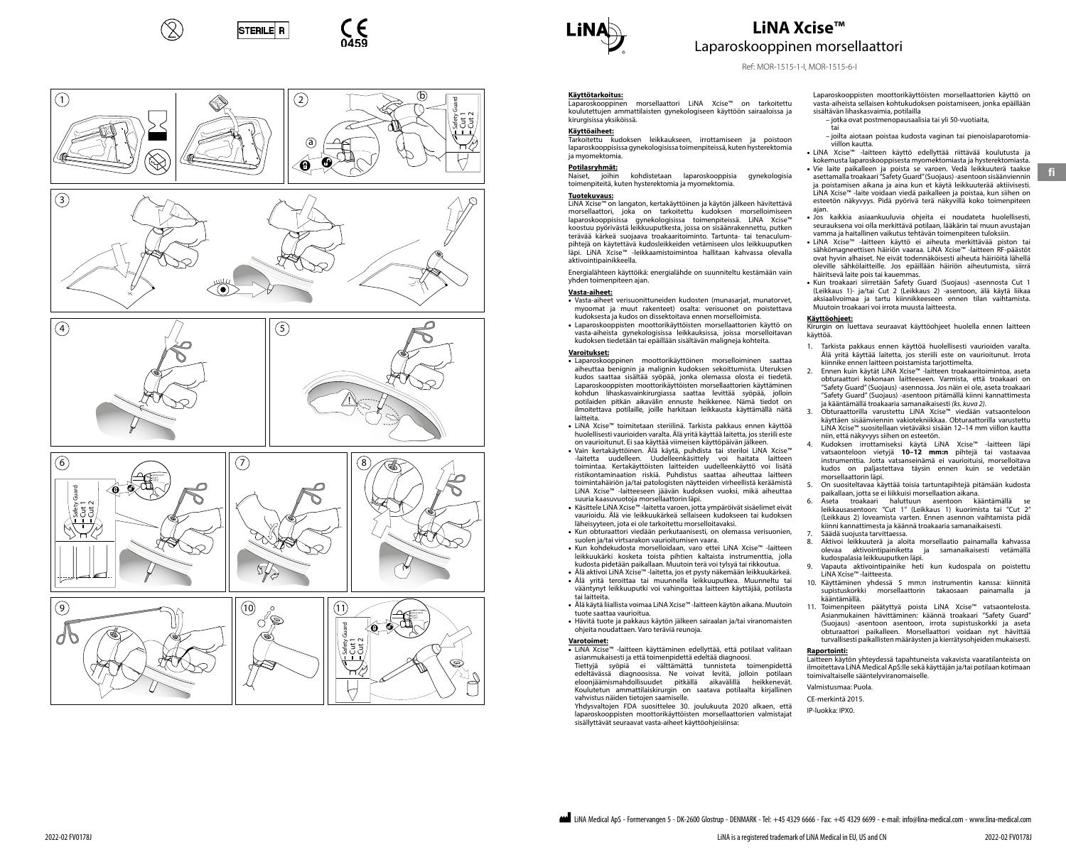# LiNA Xcise™

## Laparoskooppinen morsellaattori

Ref: MOR-1515-1-I, MOR-1515-6-I

### Käyttötarkoitus:

Laparoskooppinen morsellaattori LiNA Xcise™ on tarkoitettu koulutettujen ammattilaisten gynekologiseen käyttöön sairaaloissa ja kirurgisissa yksiköissä.

### Käyttöaiheet:

Tarkoitettu kudoksen leikkaukseen, irrottamiseen ja poistoon laparoskooppisissa gynekologisissa toimenpiteissä, kuten hysterektomia ja myomektomia.

### Potilasryhmät:

Naiset, joihin kohdistetaan laparoskooppisia gynekologisia toimenpiteitä, kuten hysterektomia ja myomektomia.

### Tuotekuvaus:

LiNA Xcise™ on langaton, kertakäyttöinen ja käytön jälkeen hävitettävä morsellaattori, joka on tarkoitettu kudoksen morselloimiseen laparoskooppisissa gynekologisissa toimenpiteissä. LiNA Xcise™ koostuu pyörivästä leikkuuputkesta, jossa on sisäänrakennettu, putken terävää kärkeä suojaava troakaaritoiminto. Tartunta- tai tenaculumpihtejä on käytettävä kudosleikkeiden vetämiseen ulos leikkuuputken läpi. LiNA Xcise™ -leikkaamistoimintoa hallitaan kahvassa olevalla aktivointipainikkeella.

Energialähteen käyttöikä: energialähde on suunniteltu kestämään vain yhden toimenpiteen ajan.

### Vasta-aiheet:

- Vasta-aiheet verisuonitettujen kudosten (munasarjat, munatorvet, myoomat ja muut rakenteet) osalta: verisuonet on poistettava kudoksesta ja kudos on dissektoitava ennen morsellointia.
- Laparoskooppisten moottorikäyttöisten morsellaattorien käyttö on vasta-aiheista gynekologisissa leikkauksissa, joissa morselloitavan kudoksen tiedetään tai epäillään sisältävän maligneja kohteita.

### Varoitukset:

- Laparoskooppinen moottorikäyttöinen morselloiminen saattaa aiheuttaa benignin ja malignin kudoksen sekoittumista. Uteruksen kudos saattaa sisältää syöpää, jonka olemassa olosta ei tiedetä. Laparoskooppisten moottorikäyttöisten morsellaattorien käyttäminen kohdun lihaskasvainkirurgiassa saattaa levittää syöpää, jolloin potilaiden pitkän aikavälin ennuste heikkenee. Nämä tiedot on ilmoitettava potilaille, joille harkitaan leikkausta käyttämällä näitä laitteita.
- LiNA Xcise™ toimitetaan steriilinä. Tarkista pakkaus ennen käyttöä huolellisesti vaurioiden varalta. Älä yritä käyttää laitetta, jos sterili este on vaurioitunut. Ei saa käyttää viimeisen käyttöpäivän jälkeen.
- Vain kertakäyttöinen. Älä käytä, puhdista tai steriloi LiNA Xcise™ -laitetta uudelleen. Uudelleenkäsittely voi haitata laitteen toimintaa. Kertakäyttöisten laitteiden uudelleenkäyttö voi lisätä ristikontaminaation riskiä. Puhdistus saattaa aiheuttaa laitteen toimintahäiriön ja/tai patologisten näytteiden virheellistä keräämistä LiNA Xcise™ -laitteeseen jäävän kudoksen vuoksi, mikä aiheuttaa suuria kaasuvuotoja morsellaattorin läpi.
- Käsittele LiNA Xcise™-laitetta varoen, jotta ympäröivät sisäelimet eivät vaurioidu. Älä vie leikkuukärkeä sellaiseen kudokseen tai kudoksen läheisyyteen, jota ei ole tarkoitettu morselloitavaksi.
- Kun obturaattori viedään perkutaanisesti, on olemassa verisuonien, suolen ja/tai virtsarakon vaurioitumisen vaara.
- Kun kohdekudosta morselloidaan, varo ettei LiNA Xcise™ -laitteen leikkuukärki kosketa toisia pihtien kaltaisia instrumenttia, jolla kudosta pidetään paikallaan. Muutoin terä voi tylsyä tai rikkoutua.
- Älä aktivoi LiNA Xcise™-laitetta, jos et pysty näkemään leikkuukärkeä.
- Älä yritä teroittaa tai muunnella leikkuuputkea. Muunneltu tai vääntynyt leikkuuputki voi vahingoittaa laitteen käyttäjää, potilasta tai laitteita.
- Älä käytä liiallista voimaa LiNA Xcise™-laitteen käytön aikana. Muutoin tuote saattaa vaurioitua.
- Hävitä tuote ja pakkaus käytön jälkeen sairaalan ja/tai viranomaisten ohjeita noudattaen. Varo teräviä reunoja.

### Varotoimet:

- LiNA Xcise™ -laitteen käyttäminen edellyttää, että potilaat valitaan asianmukaisesti ja että toimenpidettä edeltää diagnoosi.
  Tiettyjä syöpiä ei välttämättä tunnisteta toimenpidettä edeltävässä diagnoosissa. Ne voivat levitä, jolloin potilaan eloonjäämismahdollisuudet pitkällä aikavälillä heikkenevät. Koulutetun ammattilaiskirurgin on saatava potilaalta kirjallinen vahvistus näiden tietojen saamiselle.
  Yhdysvaltojen FDA suosittelee 30. joulukuuta 2020 alkaen, että laparoskooppisten moottorikäyttöisten morsellaattorien valmistajat sisällyttävät seuraavat vasta-aiheet käyttöohjeisiinsa:

  Laparoskooppisten moottorikäyttöisten morsellaattorien käyttö on vasta-aiheista sellaisen kohtukudoksen poistamiseen, jonka epäillään sisältävän lihaskasvaimia, potilailla
  - jotka ovat postmenopausaalisia tai yli 50-vuotiaita, tai
  - joilta aiotaan poistaa kudosta vaginan tai pienoislaparotomiaviillon kautta.
- LiNA Xcise™ -laitteen käyttö edellyttää riittävää koulutusta ja kokemusta laparoskooppisesta myomektomiasta ja hysterektomiasta.
- Vie laite paikalleen ja poista se varoen. Vedä leikkuuterä taakse asettamalla troakaari "Safety Guard" (Suojaus) -asentoon sisäänviennin ja poistamisen aikana ja aina kun et käytä leikkuuterää aktiivisesti. LiNA Xcise™ -laite voidaan viedä paikalleen ja poistaa, kun siihen on esteetön näkyvyys. Pidä pyörivä terä näkyvillä koko toimenpiteen ajan.
- Jos kaikkia asiaankuuluvia ohjeita ei noudateta huolellisesti, seurauksena voi olla merkittävä potilaan, lääkärin tai muun avustajan vamma ja haitallinen vaikutus tehtävän toimenpiteen tuloksiin.
- LiNA Xcise™ -laitteen käyttö ei aiheuta merkittävää piston tai sähkömagneettisen häiriön vaaraa. LiNA Xcise™ -laitteen RF-päästöt ovat hyvin alhaiset. Ne eivät todennäköisesti aiheuta häiriöitä lähellä oleville sähkölaitteille. Jos epäillään häiriön aiheutumista, siirrä häiritsevä laite pois tai kauemmas.
- Kun troakaari siirretään Safety Guard (Suojaus) -asennosta Cut 1 (Leikkaus 1)- ja/tai Cut 2 (Leikkaus 2) -asentoon, älä käytä liikaa aksiaalivoimaa ja tartu kiinnikkeeseen ennen tilan vaihtamista. Muutoin troakaari voi irrota muusta laitteesta.

### Käyttöohjeet:

Kirurgin on luettava seuraavat käyttöohjeet huolella ennen laitteen käyttöä.

1. Tarkista pakkaus ennen käyttöä huolellisesti vaurioiden varalta. Älä yritä käyttää laitetta, jos steriili este on vaurioitunut. Irrota kiinnike ennen laitteen poistamista tarjottimelta.
2. Ennen kuin käytät LiNA Xcise™ -laitteen troakaaritoimintoa, aseta obturaattori kokonaan laitteeseen. Varmista, että troakaari on "Safety Guard" (Suojaus) -asennossa. Jos näin ei ole, aseta troakaari "Safety Guard" (Suojaus) -asentoon pitämällä kiinni kannattimesta ja kääntämällä troakaaria samanaikaisesti *(ks. kuva 2)*.
3. Obturaattorilla varustettu LiNA Xcise™ viedään vatsaonteloon käyttäen sisäänviennin vakiotekniikkaa. Obturaattorilla varustettu LiNA Xcise™ suositellaan vietäväksi sisään 12–14 mm viillon kautta niin, että näkyvyys siihen on esteetön.
4. Kudoksen irrottamiseksi käytä LiNA Xcise™ -laitteen läpi vatsaonteloon vietyjä **10–12 mm:n** pihtejä tai vastaavaa instrumenttia. Jotta vatsanseinämä ei vaurioituisi, morselloitava kudos on paljastettava täysin ennen kuin se vedetään morsellaattorin läpi.
5. On suositeltavaa käyttää toisia tartuntapihtejä pitämään kudosta paikallaan, jotta se ei liikkuisi morsellaation aikana.
6. Aseta troakaari haluttuun asentoon kääntämällä se leikkausasentoon: "Cut 1" (Leikkaus 1) kuorimista tai "Cut 2" (Leikkaus 2) loveamista varten. Ennen asennon vaihtamista pidä kiinni kannattimesta ja käännä troakaaria samanaikaisesti.
7. Säädä suojusta tarvittaessa.
8. Aktivoi leikkuuterä ja aloita morsellaatio painamalla kahvassa olevaa aktivointipainiketta ja samanaikaisesti vetämällä kudospalasia leikkuuputken läpi.
9. Vapauta aktivointipainike heti kun kudospala on poistettu LiNA Xcise™ -laitteesta.
10. Käyttäminen yhdessä 5 mm:n instrumentin kanssa: kiinnitä supistuskorkki morsellaattorin takaosaan painamalla ja kääntämällä.
11. Toimenpiteen päätyttyä poista LiNA Xcise™ vatsaontelosta. Asianmukainen hävittäminen: käännä troakaari "Safety Guard" (Suojaus) -asentoon asentoon, irrota supistuskorkki ja aseta obturaattori paikalleen. Morsellaattori voidaan nyt hävittää turvallisesti paikallisten määräysten ja kierrätysohjeiden mukaisesti.

### Raportointi:

Laitteen käytön yhteydessä tapahtuneista vakavista vaaratilanteista on ilmoitettava LiNA Medical ApS:lle sekä käyttäjän ja/tai potilaan kotimaan toimivaltaiselle sääntelyviranomaiselle.

Valmistusmaa: Puola.

CE-merkintä 2015.

IP-luokka: IPX0.

LiNA Medical ApS - Formervangen 5 - DK-2600 Glostrup - DENMARK - Tel: +45 4329 6666 - Fax: +45 4329 6699 - e-mail: info@lina-medical.com - www.lina-medical.com

LiNA is a registered trademark of LiNA Medical in EU, US and CN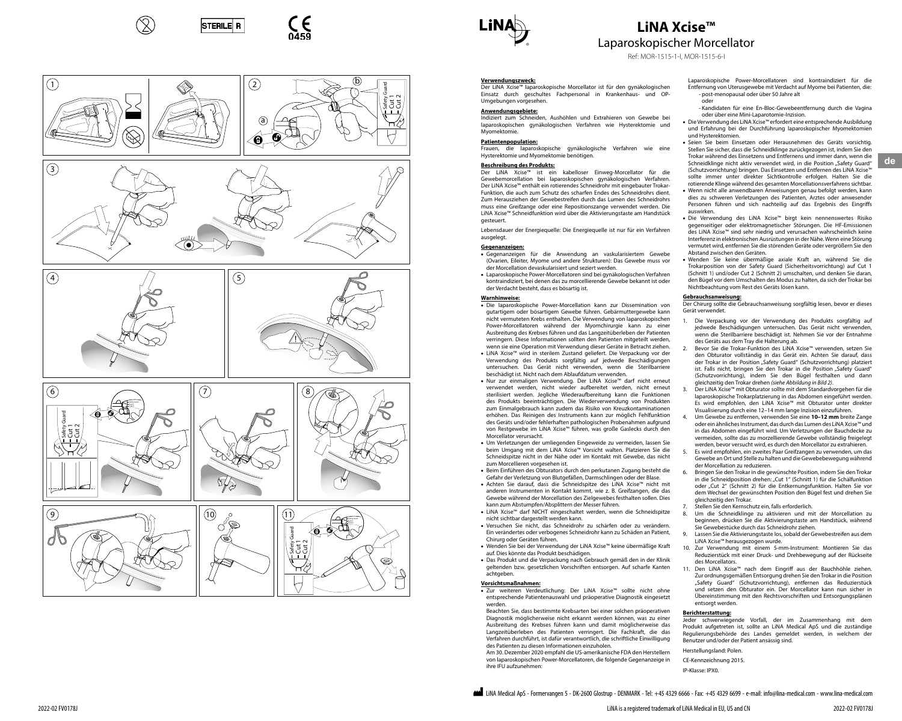# LiNA Xcise™

## Laparoskopischer Morcellator

Ref: MOR-1515-1-I, MOR-1515-6-I

**Verwendungszweck:**
Der LiNA Xcise™ laparoskopische Morcellator ist für den gynäkologischen Einsatz durch geschultes Fachpersonal in Krankenhaus- und OP-Umgebungen vorgesehen.

**Anwendungsgebiete:**
Indiziert zum Schneiden, Aushöhlen und Extrahieren von Gewebe bei laparoskopischen gynäkologischen Verfahren wie Hysterektomie und Myomektomie.

**Patientenpopulation:**
Frauen, die laparoskopische gynäkologische Verfahren wie eine Hysterektomie und Myomektomie benötigen.

**Beschreibung des Produkts:**
Der LiNA Xcise™ ist ein kabelloser Einweg-Morcellator für die Gewebemorcellation bei laparoskopischen gynäkologischen Verfahren. Der LiNA Xcise™ enthält ein rotierendes Schneidrohr mit eingebauter Trokar-Funktion, die auch zum Schutz des scharfen Endes des Schneidrohrs dient. Zum Herausziehen der Gewebestreifen durch das Lumen des Schneidrohrs muss eine Greifzange oder eine Repositionszange verwendet werden. Die LiNA Xcise™ Schneidfunktion wird über die Aktivierungstaste am Handstück gesteuert.

Lebensdauer der Energiequelle: Die Energiequelle ist nur für ein Verfahren ausgelegt.

**Gegenanzeigen:**

- Gegenanzeigen für die Anwendung an vaskularisiertem Gewebe (Ovarien, Eileiter, Myome und andere Strukturen): Das Gewebe muss vor der Morcellation devaskularisiert und seziert werden.
- Laparoskopische Power-Morcellatoren sind bei gynäkologischen Verfahren kontraindiziert, bei denen das zu morcellierende Gewebe bekannt ist oder der Verdacht besteht, dass es bösartig ist.

**Warnhinweise:**

- Die laparoskopische Power-Morcellation kann zur Dissemination von gutartigem oder bösartigem Gewebe führen. Gebärmuttergewebe kann nicht vermuteten Krebs enthalten. Die Verwendung von laparoskopischen Power-Morcellatoren während der Myomchirurgie kann zu einer Ausbreitung des Krebses führen und das Langzeitüberleben der Patienten verringern. Diese Informationen sollten den Patienten mitgeteilt werden, wenn sie eine Operation mit Verwendung dieser Geräte in Betracht ziehen.
- LiNA Xcise™ wird in sterilem Zustand geliefert. Die Verpackung vor der Verwendung des Produkts sorgfältig auf jedwede Beschädigungen untersuchen. Das Gerät nicht verwenden, wenn die Sterilbarriere beschädigt ist. Nicht nach dem Ablaufdatum verwenden.
- Nur zur einmaligen Verwendung. Der LiNA Xcise™ darf nicht erneut verwendet werden, nicht wieder aufbereitet werden, nicht erneut sterilisiert werden. Jegliche Wiederaufbereitung kann die Funktionen des Produkts beeinträchtigen. Die Wiederverwendung von Produkten zum Einmalgebrauch kann zudem das Risiko von Kreuzkontaminationen erhöhen. Das Reinigen des Instruments kann zur möglich Fehlfunktion des Geräts und/oder fehlerhaften pathologischen Probenahmen aufgrund von Restgewebe im LiNA Xcise™ führen, was große Gaslecks durch den Morcellator verursacht.
- Um Verletzungen der umliegenden Eingeweide zu vermeiden, lassen Sie beim Umgang mit dem LiNA Xcise™ Vorsicht walten. Platzieren Sie die Schneidspitze nicht in der Nähe oder im Kontakt mit Gewebe, das nicht zum Morcellieren vorgesehen ist.
- Beim Einführen des Obturators durch den perkutanen Zugang besteht die Gefahr der Verletzung von Blutgefäßen, Darmschlingen oder der Blase.
- Achten Sie darauf, dass die Schneidspitze des LiNA Xcise™ nicht mit anderen Instrumenten in Kontakt kommt, wie z. B. Greifzangen, die das Gewebe während der Morcellation des Zielgewebes festhalten sollen. Dies kann zum Abstumpfen/Absplittern der Messer führen.
- LiNA Xcise™ darf NICHT eingeschaltet werden, wenn die Schneidspitze nicht sichtbar dargestellt werden kann.
- Versuchen Sie nicht, das Schneidrohr zu schärfen oder zu verändern. Ein verändertes oder verbogenes Schneidrohr kann zu Schäden an Patient, Chirurg oder Geräten führen.
- Wenden Sie bei der Verwendung der LiNA Xcise™ keine übermäßige Kraft auf. Dies könnte das Produkt beschädigen.
- Das Produkt und die Verpackung nach Gebrauch gemäß den in der Klinik geltenden bzw. gesetzlichen Vorschriften entsorgen. Auf scharfe Kanten achtgeben.

**Vorsichtsmaßnahmen:**

- Zur weiteren Verdeutlichung: Der LiNA Xcise™ sollte nicht ohne entsprechende Patientenauswahl und präoperative Diagnostik eingesetzt werden.

  Beachten Sie, dass bestimmte Krebsarten bei einer solchen präoperativen Diagnostik möglicherweise nicht erkannt werden können, was zu einer Ausbreitung des Krebses führen kann und damit möglicherweise das Langzeitüberleben des Patienten verringert. Die Fachkraft, die das Verfahren durchführt, ist dafür verantwortlich, die schriftliche Einwilligung des Patienten zu diesen Informationen einzuholen.

  Am 30. Dezember 2020 empfahl die US-amerikanische FDA den Herstellern von laparoskopischen Power-Morcellatoren, die folgende Gegenanzeige in ihre IFU aufzunehmen:

  Laparoskopische Power-Morcellatoren sind kontraindiziert für die Entfernung von Uterusgewebe mit Verdacht auf Myome bei Patienten, die:
  - post-menopausal oder über 50 Jahre alt
  
  oder
  - Kandidaten für eine En-Bloc-Gewebeentfernung durch die Vagina oder über eine Mini-Laparotomie-Inzision.
- Die Verwendung des LiNA Xcise™ erfordert eine entsprechende Ausbildung und Erfahrung bei der Durchführung laparoskopischer Myomektomien und Hysterektomien.
- Seien Sie beim Einsetzen oder Herausnehmen des Geräts vorsichtig. Stellen Sie sicher, dass die Schneidklinge zurückgezogen ist, indem Sie den Trokar während des Einsetzens und Entfernens und immer dann, wenn die Schneidklinge nicht aktiv verwendet wird, in die Position „Safety Guard" (Schutzvorrichtung) bringen. Das Einsetzen und Entfernen des LiNA Xcise™ sollte immer unter direkter Sichtkontrolle erfolgen. Halten Sie die rotierende Klinge während des gesamten Morcellationsverfahrens sichtbar.
- Wenn nicht alle anwendbaren Anweisungen genau befolgt werden, kann dies zu schweren Verletzungen des Patienten, Arztes oder anwesender Personen führen und sich nachteilig auf das Ergebnis des Eingriffs auswirken.
- Die Verwendung des LiNA Xcise™ birgt kein nennenswertes Risiko gegenseitiger oder elektromagnetischer Störungen. Die HF-Emissionen des LiNA Xcise™ sind sehr niedrig und verursachen wahrscheinlich keine Interferenz in elektronischen Ausrüstungen in der Nähe. Wenn eine Störung vermutet wird, entfernen Sie die störenden Geräte oder vergrößern Sie den Abstand zwischen den Geräten.
- Wenden Sie keine übermäßige axiale Kraft an, während Sie die Trokarposition von der Safety Guard (Sicherheitsvorrichtung) auf Cut 1 (Schnitt 1) und/oder Cut 2 (Schnitt 2) umschalten, und denken Sie daran, den Bügel vor dem Umschalten des Modus zu halten, da sich der Trokar bei Nichtbeachtung vom Rest des Geräts lösen kann.

**Gebrauchsanweisung:**
Der Chirurg sollte die Gebrauchsanweisung sorgfältig lesen, bevor er dieses Gerät verwendet.

1. Die Verpackung vor der Verwendung des Produkts sorgfältig auf jedwede Beschädigungen untersuchen. Das Gerät nicht verwenden, wenn die Sterilbarriere beschädigt ist. Nehmen Sie vor der Entnahme des Geräts aus dem Tray die Halterung ab.
2. Bevor Sie die Trokar-Funktion des LiNA Xcise™ verwenden, setzen Sie den Obturator vollständig in das Gerät ein. Achten Sie darauf, dass der Trokar in der Position „Safety Guard" (Schutzvorrichtung) platziert ist. Falls nicht, bringen Sie den Trokar in die Position „Safety Guard" (Schutzvorrichtung), indem Sie den Bügel festhalten und dann gleichzeitig den Trokar drehen *(siehe Abbildung in Bild 2)*.
3. Der LiNA Xcise™ mit Obturator sollte mit dem Standardvorgehen für die laparoskopische Trokarplatzierung in das Abdomen eingeführt werden. Es wird empfohlen, den LiNA Xcise™ mit Obturator unter direkter Visualisierung durch eine 12–14 mm lange Inzision einzuführen.
4. Um Gewebe zu entfernen, verwenden Sie eine **10–12 mm** breite Zange oder ein ähnliches Instrument, das durch das Lumen des LiNA Xcise™ und in das Abdomen eingeführt wird. Um Verletzungen der Bauchdecke zu vermeiden, sollte das zu morcellierende Gewebe vollständig freigelegt werden, bevor versucht wird, es durch den Morcellator zu extrahieren.
5. Es wird empfohlen, ein zweites Paar Greifzangen zu verwenden, um das Gewebe an Ort und Stelle zu halten und die Gewebebewegung während der Morcellation zu reduzieren.
6. Bringen Sie den Trokar in die gewünschte Position, indem Sie den Trokar in die Schneidposition drehen: „Cut 1" (Schnitt 1) für die Schälfunktion oder „Cut 2" (Schnitt 2) für die Entkernungsfunktion. Halten Sie vor dem Wechsel der gewünschten Position den Bügel fest und drehen Sie gleichzeitig den Trokar.
7. Stellen Sie den Kernschutz ein, falls erforderlich.
8. Um die Schneidklinge zu aktivieren und mit der Morcellation zu beginnen, drücken Sie die Aktivierungstaste am Handstück, während Sie Gewebestücke durch das Schneidrohr ziehen.
9. Lassen Sie die Aktivierungstaste los, sobald der Gewebestreifen aus dem LiNA Xcise™ herausgezogen wurde.
10. Zur Verwendung mit einem 5-mm-Instrument: Montieren Sie das Reduzierstück mit einer Druck- und Drehbewegung auf der Rückseite des Morcellators.
11. Den LiNA Xcise™ nach dem Eingriff aus der Bauchhöhle ziehen. Zur ordnungsgemäßen Entsorgung drehen Sie den Trokar in die Position „Safety Guard" (Schutzvorrichtung), entfernen das Reduzierstück und setzen den Obturator ein. Der Morcellator kann nun sicher in Übereinstimmung mit den Rechtsvorschriften und Entsorgungsplänen entsorgt werden.

**Berichterstattung:**
Jeder schwerwiegende Vorfall, der im Zusammenhang mit dem Produkt aufgetreten ist, sollte an LiNA Medical ApS und die zuständige Regulierungsbehörde des Landes gemeldet werden, in welchem der Benutzer und/oder der Patient ansässig sind.

Herstellungsland: Polen.

CE-Kennzeichnung 2015.

IP-Klasse: IPX0.

LiNA Medical ApS - Formervangen 5 - DK-2600 Glostrup - DENMARK - Tel: +45 4329 6666 - Fax: +45 4329 6699 - e-mail: info@lina-medical.com - www.lina-medical.com

LiNA is a registered trademark of LiNA Medical in EU, US and CN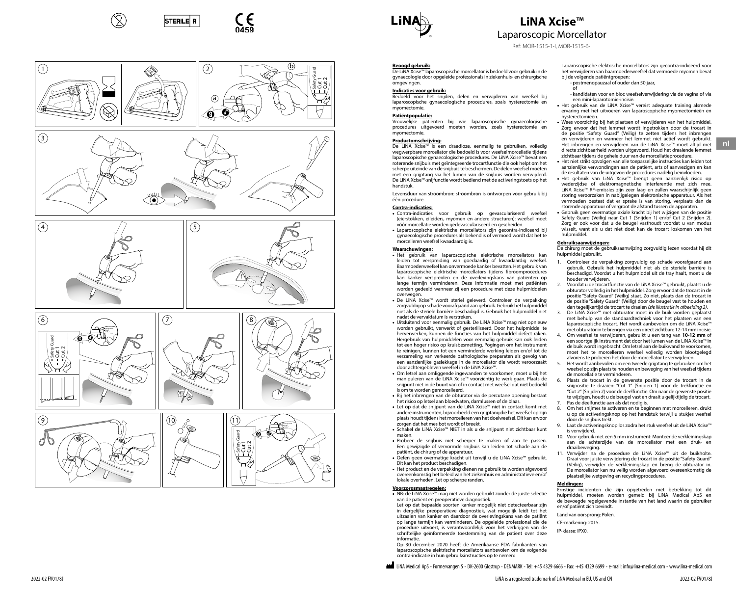# LiNA Xcise™

## Laparoscopic Morcellator

Ref: MOR-1515-1-I, MOR-1515-6-I

**Beoogd gebruik:**
De LiNA Xcise™ laparoscopische morcellator is bedoeld voor gebruik in de gynaecologie door opgeleide professionals in ziekenhuis- en chirurgische omgevingen.

**Indicaties voor gebruik:**
Bedoeld voor het snijden, delen en verwijderen van weefsel bij laparoscopische gynaecologische procedures, zoals hysterectomie en myomectomie.

**Patiëntpopulatie:**
Vrouwelijke patiënten bij wie laparoscopische gynaecologische procedures uitgevoerd moeten worden, zoals hysterectomie en myomectomie.

**Productomschrijving:**
De LiNA Xcise™ is een draadloze, eenmalig te gebruiken, volledig wegwerpbare morcellator die bedoeld is voor weefselmorcellatie tijdens laparoscopische gynaecologische procedures. De LiNA Xcise™ bevat een roterende snijbuis met geïntegreerde trocartfunctie die ook helpt om het scherpe uiteinde van de snijbuis te beschermen. De delen weefsel moeten met een grijptang via het lumen van de snijbuis worden verwijderd. De LiNA Xcise™-snijfunctie wordt bediend met de activeringstoets op het handstuk.

Levensduur van stroombron: stroombron is ontworpen voor gebruik bij één procedure.

**Contra-indicaties:**

- Contra-indicaties voor gebruik op gevasculariseerd weefsel (eierstokken, eileiders, myomen en andere structuren): weefsel moet vóór morcellatie worden gedevasculariseerd en gescheiden.
- Laparoscopische elektrische morcellators zijn gecontra-indiceerd bij gynaecologische procedures als bekend is of vermoed wordt dat het te morcelleren weefsel kwaadaardig is.

**Waarschuwingen:**

- Het gebruik van laparoscopische elektrische morcellators kan leiden tot verspreiding van goedaardig of kwaadaardig weefsel. Baarmoederweefsel kan onvermoede kanker bevatten. Het gebruik van laparoscopische elektrische morcellators tijdens fibroomprocedures kan kanker verspreiden en de overlevingskans van patiënten op lange termijn verminderen. Deze informatie moet met patiënten worden gedeeld wanneer zij een procedure met deze hulpmiddelen overwegen.
- De LiNA Xcise™ wordt steriel geleverd. Controleer de verpakking zorgvuldig op schade voorafgaand aan gebruik. Gebruik het hulpmiddel niet als de steriele barrière beschadigd is. Gebruik het hulpmiddel niet nadat de vervaldatum is verstreken.
- Uitsluitend voor eenmalig gebruik. De LiNA Xcise™ mag niet opnieuw worden gebruikt, verwerkt of gesteriliseerd. Door het hulpmiddel te herverwerken, kunnen de functies van het hulpmiddel defect raken. Hergebruik van hulpmiddelen voor eenmalig gebruik kan ook leiden tot een hoger risico op kruisbesmetting. Pogingen om het instrument te reinigen, kunnen tot een verminderde werking leiden en/of tot de verzameling van verkeerde pathologische preparaten als gevolg van een aanzienlijke gaslekkage in de morcellator die wordt veroorzaakt door achtergebleven weefsel in de LiNA Xcise™.
- Om letsel aan omliggende ingewanden te voorkomen, moet u bij het manipuleren van de LiNA Xcise™ voorzichtig te werk gaan. Plaats de snijpunt niet in de buurt van of in contact met weefsel dat niet bedoeld is om te worden gemorcelleerd.
- Bij het inbrengen van de obturator via de percutane opening bestaat het risico op letsel aan bloedvaten, darmlussen of de blaas.
- Let op dat de snijpunt van de LiNA Xcise™ niet in contact komt met andere instrumenten, bijvoorbeeld een grijptang die het weefsel op zijn plaats houdt tijdens het morcelleren van het doelweefsel. Dit kan ervoor zorgen dat het mes bot wordt of breekt.
- Schakel de LiNA Xcise™ NIET in als u de snijpunt niet zichtbaar kunt maken.
- Probeer de snijbuis niet scherper te maken of aan te passen. Een gewijzigde of vervormde snijbuis kan leiden tot schade aan de patiënt, de chirurg of de apparatuur.
- Oefen geen overmatige kracht uit terwijl u de LiNA Xcise™ gebruikt. Dit kan het product beschadigen.
- Het product en de verpakking dienen na gebruik te worden afgevoerd overeenkomstig het beleid van het ziekenhuis en administratieve en/of lokale overheden. Let op scherpe randen.

**Voorzorgsmaatregelen:**

- NB: de LiNA Xcise™ mag niet worden gebruikt zonder de juiste selectie van de patiënt en preoperatieve diagnostiek.
  Let op dat bepaalde soorten kanker mogelijk niet detecteerbaar zijn in dergelijke preoperatieve diagnostiek, wat mogelijk leidt tot het uitzaaien van kanker en daardoor de overlevingskans van de patiënt op lange termijn kan verminderen. De opgeleide professional die de procedure uitvoert, is verantwoordelijk voor het verkrijgen van de schriftelijke geïnformeerde toestemming van de patiënt over deze informatie.
  Op 30 december 2020 heeft de Amerikaanse FDA fabrikanten van laparoscopische elektrische morcellators aanbevolen om de volgende contra-indicatie in hun gebruiksinstructies op te nemen:
  Laparoscopische elektrische morcellators zijn gecontra-indiceerd voor het verwijderen van baarmoederweefsel dat vermoede myomen bevat bij de volgende patiëntgroepen:
  - postmenopauzaal of ouder dan 50 jaar,
    of
  - kandidaten voor en bloc weefselverwijdering via de vagina of via een mini-laparotomie-incisie.
- Het gebruik van de LiNA Xcise™ vereist adequate training alsmede ervaring met het uitvoeren van laparoscopische myomectomieën en hysterectomieën.
- Wees voorzichtig bij het plaatsen of verwijderen van het hulpmiddel. Zorg ervoor dat het lemmet wordt ingetrokken door de trocart in de positie "Safety Guard" (Veilig) te zetten tijdens het inbrengen en verwijderen en wanneer het lemmet niet actief wordt gebruikt. Het inbrengen en verwijderen van de LiNA Xcise™ moet altijd met directe zichtbaarheid worden uitgevoerd. Houd het draaiende lemmet zichtbaar tijdens de gehele duur van de morcellatieprocedure.
- Het niet strikt opvolgen van alle toepasselijke instructies kan leiden tot aanzienlijke verwondingen aan de patiënt, arts of aanwezigen en kan de resultaten van de uitgevoerde procedures nadelig beïnvloeden.
- Het gebruik van LiNA Xcise™ brengt geen aanzienlijk risico op wederzijdse of elektromagnetische interferentie met zich mee. LiNA Xcise™ RF-emissies zijn zeer laag en zullen waarschijnlijk geen storing veroorzaken in nabijgelegen elektronische apparatuur. Als het vermoeden bestaat dat er sprake is van storing, verplaats dan de storende apparatuur of vergroot de afstand tussen de apparaten.
- Gebruik geen overmatige axiale kracht bij het wijzigen van de positie Safety Guard (Veilig) naar Cut 1 (Snijden 1) en/of Cut 2 (Snijden 2). Zorg er ook voor dat u de beugel vasthoudt voordat u van modus wisselt, want als u dat niet doet kan de trocart loskomen van het hulpmiddel.

**Gebruiksaanwijzingen:**
De chirurg moet de gebruiksaanwijzing zorgvuldig lezen voordat hij dit hulpmiddel gebruikt.

1. Controleer de verpakking zorgvuldig op schade voorafgaand aan gebruik. Gebruik het hulpmiddel niet als de steriele barrière is beschadigd. Voordat u het hulpmiddel uit de tray haalt, moet u de houder verwijderen.
2. Voordat u de trocartfunctie van de LiNA Xcise™ gebruikt, plaatst u de obturator volledig in het hulpmiddel. Zorg ervoor dat de trocart in de positie "Safety Guard" (Veilig) staat. Zo niet, plaats dan de trocart in de positie "Safety Guard" (Veilig) door de beugel vast te houden en dan tegelijkertijd de trocart te draaien *(zie illustratie in afbeelding 2)*.
3. De LiNA Xcise™ met obturator moet in de buik worden geplaatst met behulp van de standaardtechniek voor het plaatsen van een laparoscopische trocart. Het wordt aanbevolen om de LiNA Xcise™ met obturator in te brengen via een direct zichtbare 12-14 mm incisie.
4. Om weefsel te verwijderen, gebruikt u een tang van **10-12 mm** of een soortgelijk instrument dat door het lumen van de LiNA Xcise™ in de buik wordt ingebracht. Om letsel aan de buikwand te voorkomen, moet het te morcelleren weefsel volledig worden blootgelegd alvorens te proberen het door de morcellator te verwijderen.
5. Het wordt aanbevolen om een tweede grijptang te gebruiken om het weefsel op zijn plaats te houden en beweging van het weefsel tijdens de morcellatie te verminderen.
6. Plaats de trocart in de gewenste positie door de trocart in de snijpositie te draaien: "Cut 1" (Snijden 1) voor de trekfunctie en "Cut 2" (Snijden 2) voor de deelfunctie. Om naar de gewenste positie te wijzigen, houdt u de beugel vast en draait u gelijktijdig de trocart.
7. Pas de deelfunctie aan als dat nodig is.
8. Om het snijmes te activeren en te beginnen met morcelleren, drukt u op de activeringsknop op het handstuk terwijl u stukjes weefsel door de snijbuis trekt.
9. Laat de activeringsknop los zodra het stuk weefsel uit de LiNA Xcise™ is verwijderd.
10. Voor gebruik met een 5 mm instrument: Monteer de verkleiningskap aan de achterzijde van de morcellator met een druk- en draaibeweging.
11. Verwijder na de procedure de LiNA Xcise™ uit de buikholte. Draai voor juiste verwijdering de trocart in de positie "Safety Guard" (Veilig), verwijder de verkleiningskap en breng de obturator in. De morcellator kan nu veilig worden afgevoerd overeenkomstig de plaatselijke wetgeving en recyclingprocedures.

**Meldingen:**
Ernstige incidenten die zijn opgetreden met betrekking tot dit hulpmiddel, moeten worden gemeld bij LiNA Medical ApS en de bevoegde regelgevende instantie van het land waarin de gebruiker en/of patiënt zich bevindt.

Land van oorsprong: Polen.

CE-markering: 2015.

IP-klasse: IPX0.

LiNA Medical ApS - Formervangen 5 - DK-2600 Glostrup - DENMARK - Tel: +45 4329 6666 - Fax: +45 4329 6699 - e-mail: info@lina-medical.com - www.lina-medical.com

LiNA is a registered trademark of LiNA Medical in EU, US and CN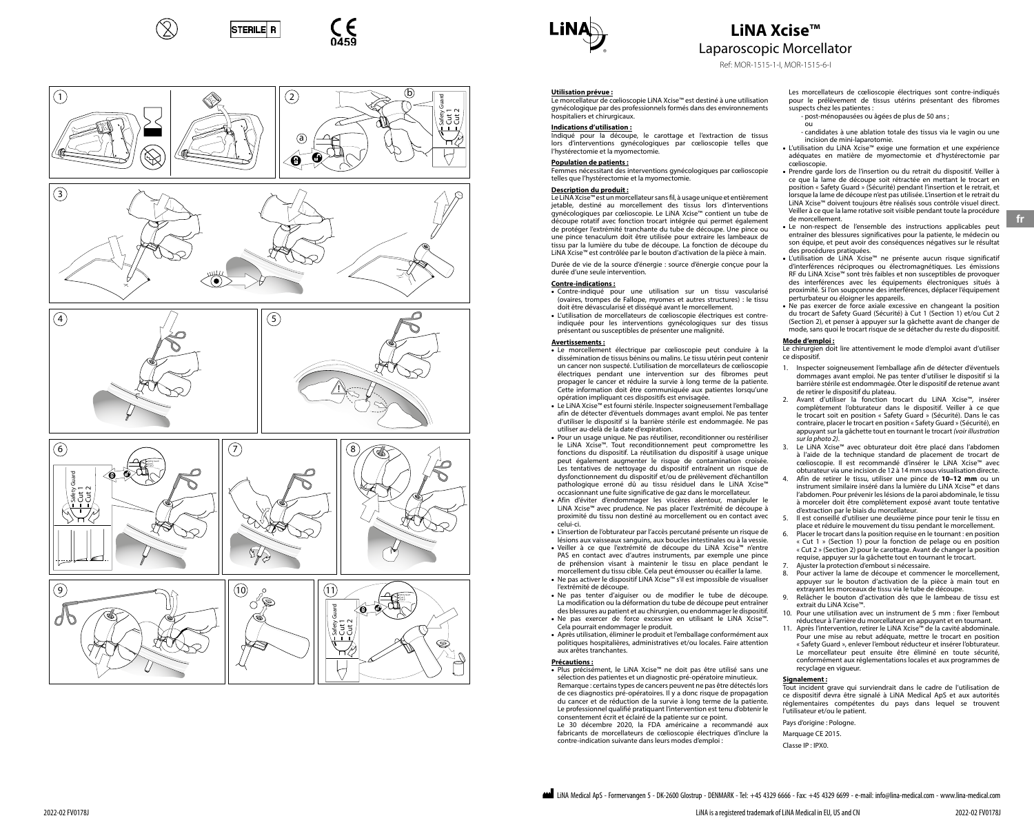STERILE R

CE 0459

# LiNA Xcise™

## Laparoscopic Morcellator

Ref: MOR-1515-1-I, MOR-1515-6-I

### Utilisation prévue :

Le morcellateur de cœlioscopie LiNA Xcise™ est destiné à une utilisation gynécologique par des professionnels formés dans des environnements hospitaliers et chirurgicaux.

### Indications d'utilisation :

Indiqué pour la découpe, le carottage et l'extraction de tissus lors d'interventions gynécologiques par cœlioscopie telles que l'hystérectomie et la myomectomie.

### Population de patients :

Femmes nécessitant des interventions gynécologiques par cœlioscopie telles que l'hystérectomie et la myomectomie.

### Description du produit :

Le LiNA Xcise™ est un morcellateur sans fil, à usage unique et entièrement jetable, destiné au morcellement des tissus lors d'interventions gynécologiques par cœlioscopie. Le LiNA Xcise™ contient un tube de découpe rotatif avec fonction trocart intégrée qui permet également de protéger l'extrémité tranchante du tube de découpe. Une pince ou une pince tenaculum doit être utilisée pour extraire les lambeaux de tissu par la lumière du tube de découpe. La fonction de découpe du LiNA Xcise™ est contrôlée par le bouton d'activation de la pièce à main.

Durée de vie de la source d'énergie : source d'énergie conçue pour la durée d'une seule intervention.

### Contre-indications :

- Contre-indiqué pour une utilisation sur un tissu vascularisé (ovaires, trompes de Fallope, myomes et autres structures) : le tissu doit être dévascularisé et disséqué avant le morcellement.
- L'utilisation de morcellateurs de cœlioscopie électriques est contre-indiquée pour les interventions gynécologiques sur des tissus présentant ou susceptibles de présenter une malignité.

### Avertissements :

- Le morcellement électrique par cœlioscopie peut conduire à la dissémination de tissus bénins ou malins. Le tissu utérin peut contenir un cancer non suspecté. L'utilisation de morcellateurs de cœlioscopie électriques pendant une intervention sur des fibromes peut propager le cancer et réduire la survie à long terme de la patiente. Cette information doit être communiquée aux patientes lorsqu'une opération impliquant ces dispositifs est envisagée.
- Le LiNA Xcise™ est fourni stérile. Inspecter soigneusement l'emballage afin de détecter d'éventuels dommages avant emploi. Ne pas tenter d'utiliser le dispositif si la barrière stérile est endommagée. Ne pas utiliser au-delà de la date d'expiration.
- Pour un usage unique. Ne pas réutiliser, reconditionner ou restériliser le LiNA Xcise™. Tout reconditionnement peut compromettre les fonctions du dispositif. La réutilisation du dispositif à usage unique peut également augmenter le risque de contamination croisée. Les tentatives de nettoyage du dispositif entraînent un risque de dysfonctionnement du dispositif et/ou de prélèvement d'échantillon pathologique erroné dû au tissu résiduel dans le LiNA Xcise™ occasionnant une fuite significative de gaz dans le morcellateur.
- Afin d'éviter d'endommager les viscères alentour, manipuler le LiNA Xcise™ avec prudence. Ne pas placer l'extrémité de découpe à proximité du tissu non destiné au morcellement ou en contact avec celui-ci.
- L'insertion de l'obturateur par l'accès percutané présente un risque de lésions aux vaisseaux sanguins, aux boucles intestinales ou à la vessie.
- Veiller à ce que l'extrémité de découpe du LiNA Xcise™ n'entre PAS en contact avec d'autres instruments, par exemple une pince de préhension visant à maintenir le tissu en place pendant le morcellement du tissu cible. Cela peut émousser ou écailler la lame.
- Ne pas activer le dispositif LiNA Xcise™ s'il est impossible de visualiser l'extrémité de découpe.
- Ne pas tenter d'aiguiser ou de modifier le tube de découpe. La modification ou la déformation du tube de découpe peut entraîner des blessures au patient et au chirurgien, ou endommager le dispositif.
- Ne pas exercer de force excessive en utilisant le LiNA Xcise™. Cela pourrait endommager le produit.
- Après utilisation, éliminer le produit et l'emballage conformément aux politiques hospitalières, administratives et/ou locales. Faire attention aux arêtes tranchantes.

### Précautions :

- Plus précisément, le LiNA Xcise™ ne doit pas être utilisé sans une sélection des patientes et un diagnostic pré-opératoire minutieux.
  Remarque : certains types de cancers peuvent ne pas être détectés lors de ces diagnostics pré-opératoires. Il y a donc risque de propagation du cancer et de réduction de la survie à long terme de la patiente. Le professionnel qualifié pratiquant l'intervention est tenu d'obtenir le consentement écrit et éclairé de la patiente sur ce point.
  Le 30 décembre 2020, la FDA américaine a recommandé aux fabricants de morcellateurs de cœlioscopie électriques d'inclure la contre-indication suivante dans leurs modes d'emploi :

  Les morcellateurs de cœlioscopie électriques sont contre-indiqués pour le prélèvement de tissus utérins présentant des fibromes suspects chez les patientes :
  - post-ménopausées ou âgées de plus de 50 ans ;
    ou
  - candidates à une ablation totale des tissus via le vagin ou une incision de mini-laparotomie.
- L'utilisation du LiNA Xcise™ exige une formation et une expérience adéquates en matière de myomectomie et d'hystérectomie par cœlioscopie.
- Prendre garde lors de l'insertion ou du retrait du dispositif. Veiller à ce que la lame de découpe soit rétractée en mettant le trocart en position « Safety Guard » (Sécurité) pendant l'insertion et le retrait, et lorsque la lame de découpe n'est pas utilisée. L'insertion et le retrait du LiNA Xcise™ doivent toujours être réalisés sous contrôle visuel direct. Veiller à ce que la lame rotative soit visible pendant toute la procédure de morcellement.
- Le non-respect de l'ensemble des instructions applicables peut entraîner des blessures significatives pour la patiente, le médecin ou son équipe, et peut avoir des conséquences négatives sur le résultat des procédures pratiquées.
- L'utilisation de LiNA Xcise™ ne présente aucun risque significatif d'interférences réciproques ou électromagnétiques. Les émissions RF du LiNA Xcise™ sont très faibles et non susceptibles de provoquer des interférences avec les équipements électroniques situés à proximité. Si l'on soupçonne des interférences, déplacer l'équipement perturbateur ou éloigner les appareils.
- Ne pas exercer de force axiale excessive en changeant la position du trocart de Safety Guard (Sécurité) à Cut 1 (Section 1) et/ou Cut 2 (Section 2), et penser à appuyer sur la gâchette avant de changer de mode, sans quoi le trocart risque de se détacher du reste du dispositif.

### Mode d'emploi :

Le chirurgien doit lire attentivement le mode d'emploi avant d'utiliser ce dispositif.

1. Inspecter soigneusement l'emballage afin de détecter d'éventuels dommages avant emploi. Ne pas tenter d'utiliser le dispositif si la barrière stérile est endommagée. Ôter le dispositif de retenue avant de retirer le dispositif du plateau.
2. Avant d'utiliser la fonction trocart du LiNA Xcise™, insérer complètement l'obturateur dans le dispositif. Veiller à ce que le trocart soit en position « Safety Guard » (Sécurité). Dans le cas contraire, placer le trocart en position « Safety Guard » (Sécurité), en appuyant sur la gâchette tout en tournant le trocart *(voir illustration sur la photo 2)*.
3. Le LiNA Xcise™ avec obturateur doit être placé dans l'abdomen à l'aide de la technique standard de placement de trocart de cœlioscopie. Il est recommandé d'insérer le LiNA Xcise™ avec obturateur via une incision de 12 à 14 mm sous visualisation directe.
4. Afin de retirer le tissu, utiliser une pince de **10–12 mm** ou un instrument similaire inséré dans la lumière du LiNA Xcise™ et dans l'abdomen. Pour prévenir les lésions de la paroi abdominale, le tissu à morceler doit être complètement exposé avant toute tentative d'extraction par le biais du morcellateur.
5. Il est conseillé d'utiliser une deuxième pince pour tenir le tissu en place et réduire le mouvement du tissu pendant le morcellement.
6. Placer le trocart dans la position requise en le tournant : en position « Cut 1 » (Section 1) pour la fonction de pelage ou en position « Cut 2 » (Section 2) pour le carottage. Avant de changer la position requise, appuyer sur la gâchette tout en tournant le trocart.
7. Ajuster la protection d'embout si nécessaire.
8. Pour activer la lame de découpe et commencer le morcellement, appuyer sur le bouton d'activation de la pièce à main tout en extrayant les morceaux de tissu via le tube de découpe.
9. Relâcher le bouton d'activation dès que le lambeau de tissu est extrait du LiNA Xcise™.
10. Pour une utilisation avec un instrument de 5 mm : fixer l'embout réducteur à l'arrière du morcellateur en appuyant et en tournant.
11. Après l'intervention, retirer le LiNA Xcise™ de la cavité abdominale. Pour une mise au rebut adéquate, mettre le trocart en position « Safety Guard », enlever l'embout réducteur et insérer l'obturateur. Le morcellateur peut ensuite être éliminé en toute sécurité, conformément aux réglementations locales et aux programmes de recyclage en vigueur.

### Signalement :

Tout incident grave qui surviendrait dans le cadre de l'utilisation de ce dispositif devra être signalé à LiNA Medical ApS et aux autorités réglementaires compétentes du pays dans lequel se trouvent l'utilisateur et/ou le patient.

Pays d'origine : Pologne.

Marquage CE 2015.

Classe IP : IPX0.

LiNA Medical ApS - Formervangen 5 - DK-2600 Glostrup - DENMARK - Tel: +45 4329 6666 - Fax: +45 4329 6699 - e-mail: info@lina-medical.com - www.lina-medical.com

LiNA is a registered trademark of LiNA Medical in EU, US and CN

2022-02 FV0178J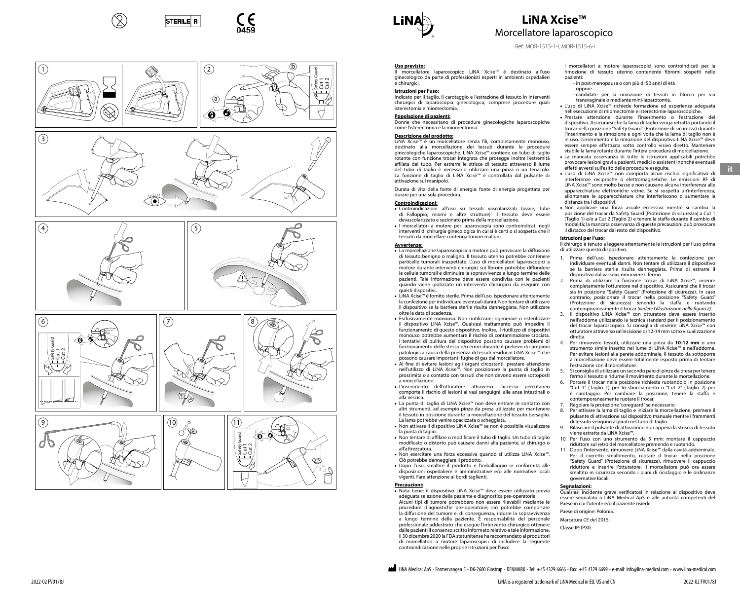# LiNA Xcise™

## Morcellatore laparoscopico

Ref: MOR-1515-1-I, MOR-1515-6-I

**Uso previsto:**
Il morcellatore laparoscopico LiNA Xcise™ è destinato all'uso ginecologico da parte di professionisti esperti in ambienti ospedalieri e chirurgici.

**Istruzioni per l'uso:**
Indicato per il taglio, il carotaggio e l'estrazione di tessuto in interventi chirurgici di laparoscopia ginecologica, comprese procedure quali isterectomia e miomectomia.

**Popolazione di pazienti:**
Donne che necessitano di procedure ginecologiche laparoscopiche come l'isterectomia e la miomectomia.

**Descrizione del prodotto:**
LiNA Xcise™ è un morcellatore senza fili, completamente monouso, destinato alla morcellazione dei tessuti durante le procedure ginecologiche laparoscopiche. LiNA Xcise™ contiene un tubo di taglio rotante con funzione trocar integrata che protegge inoltre l'estremità affilata del tubo. Per estrarre le strisce di tessuto attraverso il lume del tubo di taglio è necessario utilizzare una pinza o un tenacolo. La funzione di taglio di LiNA Xcise™ è controllata dal pulsante di attivazione sul manipolo.

Durata di vita della fonte di energia: fonte di energia progettata per durare per una sola procedura.

**Controindicazioni:**
- Controindicazioni all'uso su tessuti vascolarizzati (ovaie, tube di Falloppio, miomi e altre strutture): il tessuto deve essere devascolarizzato e sezionato prima della morcellazione.
- I morcellatori a motore per laparoscopia sono controindicati negli interventi di chirurgia ginecologica in cui si è certi o si sospetta che il tessuto da morcellare contenga tumori maligni.

**Avvertenze:**
- La morcellazione laparoscopica a motore può provocare la diffusione di tessuto benigno o maligno. Il tessuto uterino potrebbe contenere particelle tumorali inaspettate. L'uso di morcellatori laparoscopici a motore durante interventi chirurgici sui fibromi potrebbe diffondere le cellule tumorali e diminuire la sopravvivenza a lungo termine delle pazienti. Tale informazione deve essere condivisa con le pazienti quando viene ipotizzato un intervento chirurgico da eseguire con questi dispositivi.
- LiNA Xcise™ è fornito sterile. Prima dell'uso, ispezionare attentamente la confezione per individuare eventuali danni. Non tentare di utilizzare il dispositivo se la barriera sterile risulta danneggiata. Non utilizzare oltre la data di scadenza.
- Esclusivamente monouso. Non riutilizzare, rigenerare o risterilizzare il dispositivo LiNA Xcise™. Qualsiasi trattamento può impedire il funzionamento di questo dispositivo. Inoltre, il riutilizzo di dispositivi monouso potrebbe aumentare il rischio di contaminazione crociata. I tentativi di pulitura del dispositivo possono causare problemi di funzionamento dello stesso e/o errori durante il prelievo di campioni patologici a causa della presenza di tessuti residui in LiNA Xcise™, che possono causare importanti fughe di gas dal morcellatore.
- Al fine di evitare lesioni agli organi circostanti, prestare attenzione nell'utilizzo di LiNA Xcise™. Non posizionare la punta di taglio in prossimità o a contatto con tessuti che non devono essere sottoposti a morcellazione.
- L'inserimento dell'otturatore attraverso l'accesso percutaneo comporta il rischio di lesioni ai vasi sanguigni, alle anse intestinali o alla vescica.
- La punta di taglio di LiNA Xcise™ non deve entrare in contatto con altri strumenti, ad esempio pinze da presa utilizzate per mantenere il tessuto in posizione durante la morcellazione del tessuto bersaglio. La lama potrebbe venire opacizzata o scheggiata.
- Non attivare il dispositivo LiNA Xcise™ se non è possibile visualizzare la punta di taglio.
- Non tentare di affilare o modificare il tubo di taglio. Un tubo di taglio modificato o distorto può causare danni alla paziente, al chirurgo o all'attrezzatura.
- Non esercitare una forza eccessiva quando si utilizza LiNA Xcise™. Ciò potrebbe danneggiare il prodotto.
- Dopo l'uso, smaltire il prodotto e l'imballaggio in conformità alle disposizioni ospedaliere e amministrative e/o alle normative locali vigenti. Fare attenzione ai bordi taglienti.

**Precauzioni:**
- Nota bene: il dispositivo LiNA Xcise™ deve essere utilizzato previa adeguata selezione della paziente e diagnostica pre-operatoria. Alcuni tipi di tumore potrebbero non essere rilevabili mediante le procedure diagnostiche pre-operatorie; ciò potrebbe comportare la diffusione del tumore e, di conseguenza, ridurre la sopravvivenza a lungo termine della paziente. È responsabilità del personale professionale addestrato che esegue l'intervento chirurgico ottenere dalle pazienti il consenso scritto informato relativo a tale informazione. Il 30 dicembre 2020 la FDA statunitense ha raccomandato ai produttori di morcellatori a motore laparoscopici di includere la seguente controindicazione nelle proprie Istruzioni per l'uso:

I morcellatori a motore laparoscopici sono controindicati per la rimozione di tessuto uterino contenente fibromi sospetti nelle pazienti:
- in post-menopausa o con più di 50 anni di età
  oppure
- candidate per la rimozione di tessuti in blocco per via transvaginale o mediante mini-laparotomia.

- L'uso di LiNA Xcise™ richiede formazione ed esperienza adeguata nell'esecuzione di miomectomie e isterectomie laparoscopiche.
- Prestare attenzione durante l'inserimento o l'estrazione del dispositivo. Assicurarsi che la lama di taglio venga retratta portando il trocar nella posizione "Safety Guard" (Protezione di sicurezza) durante l'inserimento e la rimozione e ogni volta che la lama di taglio non è in uso. L'inserimento e la rimozione del dispositivo LiNA Xcise™ deve essere sempre effettuata sotto controllo visivo diretto. Mantenere visibile la lama rotante durante l'intera procedura di morcellazione.
- La mancata osservanza di tutte le istruzioni applicabili potrebbe provocare lesioni gravi a pazienti, medici o assistenti nonché eventuali effetti avversi sull'esito delle procedure eseguite.
- L'uso di LiNA Xcise™ non comporta alcun rischio significativo di interferenze reciproche o elettromagnetiche. Le emissioni RF di LiNA Xcise™ sono molto basse e non causano alcuna interferenza alle apparecchiature elettroniche vicine. Se si sospetta un'interferenza, allontanare le apparecchiature che interferiscono o aumentare la distanza tra i dispositivi.
- Non applicare una forza assiale eccessiva mentre si cambia la posizione del trocar da Safety Guard (Protezione di sicurezza) a Cut 1 (Taglio 1) e/o a Cut 2 (Taglio 2) e tenere la staffa durante il cambio di modalità; la mancata osservanza di queste precauzioni può provocare il distacco del trocar dal resto del dispositivo.

**Istruzioni per l'uso:**
Il chirurgo è tenuto a leggere attentamente le Istruzioni per l'uso prima di utilizzare questo dispositivo.

1. Prima dell'uso, ispezionare attentamente la confezione per individuare eventuali danni. Non tentare di utilizzare il dispositivo se la barriera sterile risulta danneggiata. Prima di estrarre il dispositivo dal vassoio, rimuovere il fermo.
2. Prima di utilizzare la funzione trocar di LiNA Xcise™, inserire completamente l'otturatore nel dispositivo. Assicurarsi che il trocar sia in posizione "Safety Guard" (Protezione di sicurezza). In caso contrario, posizionare il trocar nella posizione "Safety Guard" (Protezione di sicurezza) tenendo la staffa e ruotando contemporaneamente il trocar *(vedere l'illustrazione nella figura 2)*.
3. Il dispositivo LiNA Xcise™ con otturatore deve essere inserito nell'addome utilizzando la tecnica standard per il posizionamento del trocar laparoscopico. Si consiglia di inserire LiNA Xcise™ con otturatore attraverso un'incisione di 12-14 mm sotto visualizzazione diretta.
4. Per rimuovere tessuti, utilizzare una pinza da **10-12 mm** o uno strumento simile inserito nel lume di LiNA Xcise™ e nell'addome. Per evitare lesioni alla parete addominale, il tessuto da sottoporre a morcellazione deve essere totalmente esposto prima di tentare l'estrazione con il morcellatore.
5. Si consiglia di utilizzare un secondo paio di pinze da presa per tenere fermo il tessuto e ridurne il movimento durante la morcellazione.
6. Portare il trocar nella posizione richiesta ruotandolo in posizione "Cut 1" (Taglio 1) per lo sbucciamento o "Cut 2" (Taglio 2) per il carotaggio. Per cambiare la posizione, tenere la staffa e contemporaneamente ruotare il trocar.
7. Regolare la protezione "coreguard" se necessario.
8. Per attivare la lama di taglio e iniziare la morcellazione, premere il pulsante di attivazione sul dispositivo manuale mentre i frammenti di tessuto vengono aspirati nel tubo di taglio.
9. Rilasciare il pulsante di attivazione non appena la striscia di tessuto viene estratta da LiNA Xcise™.
10. Per l'uso con uno strumento da 5 mm: montare il cappuccio riduttore sul retro del morcellatore premendo e ruotando.
11. Dopo l'intervento, rimuovere LiNA Xcise™ dalla cavità addominale. Per il corretto smaltimento, ruotare il trocar nella posizione "Safety Guard" (Protezione di sicurezza), rimuovere il cappuccio riduttore e inserire l'otturatore. Il morcellatore può ora essere smaltito in sicurezza secondo i piani di riciclaggio e le ordinanze governative locali.

**Segnalazioni:**
Qualsiasi incidente grave verificatosi in relazione al dispositivo deve essere segnalato a LiNA Medical ApS e alle autorità competenti del Paese in cui l'utente e/o il paziente risiede.

Paese di origine: Polonia.

Marcatura CE del 2015.

Classe IP: IPX0.

LiNA Medical ApS - Formervangen 5 - DK-2600 Glostrup - DENMARK - Tel: +45 4329 6666 - Fax: +45 4329 6699 - e-mail: info@lina-medical.com - www.lina-medical.com

LiNA is a registered trademark of LiNA Medical in EU, US and CN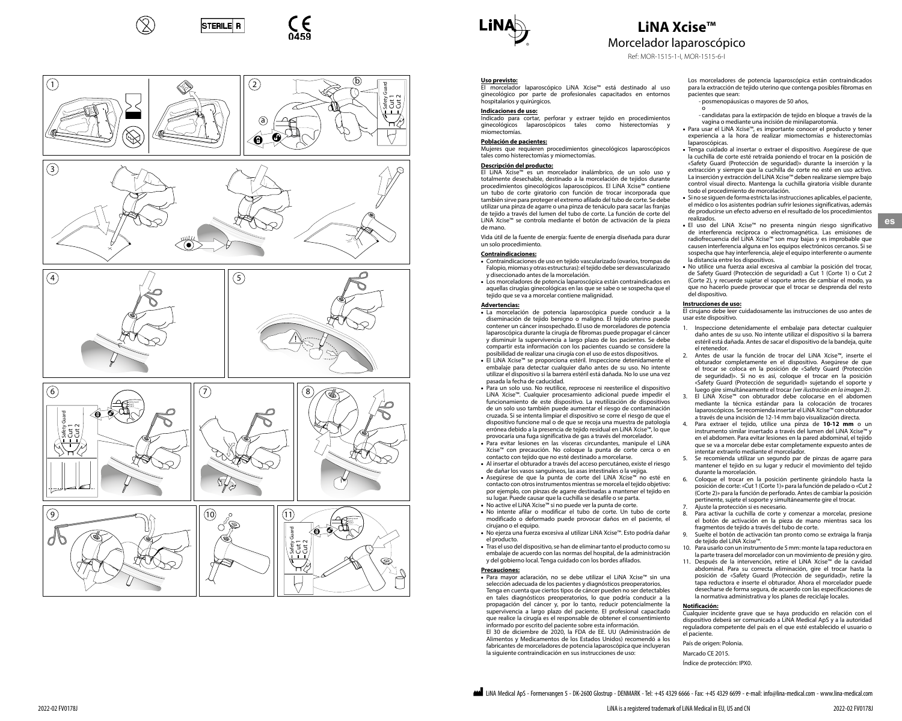# LiNA Xcise™

## Morcelador laparoscópico

Ref: MOR-1515-1-I, MOR-1515-6-I

**Uso previsto:**
El morcelador laparoscópico LiNA Xcise™ está destinado al uso ginecológico por parte de profesionales capacitados en entornos hospitalarios y quirúrgicos.

**Indicaciones de uso:**
Indicado para cortar, perforar y extraer tejido en procedimientos ginecológicos laparoscópicos tales como histerectomías y miomectomías.

**Población de pacientes:**
Mujeres que requieren procedimientos ginecológicos laparoscópicos tales como histerectomías y miomectomías.

**Descripción del producto:**
El LiNA Xcise™ es un morcelador inalámbrico, de un solo uso y totalmente desechable, destinado a la morcelación de tejidos durante procedimientos ginecológicos laparoscópicos. El LiNA Xcise™ contiene un tubo de corte giratorio con función de trocar incorporada que también sirve para proteger el extremo afilado del tubo de corte. Se debe utilizar una pinza de agarre o una pinza de tenáculo para sacar las franjas de tejido a través del lumen del tubo de corte. La función de corte del LiNA Xcise™ se controla mediante el botón de activación de la pieza de mano.

Vida útil de la fuente de energía: fuente de energía diseñada para durar un solo procedimiento.

**Contraindicaciones:**

- Contraindicaciones de uso en tejido vascularizado (ovarios, trompas de Falopio, miomas y otras estructuras): el tejido uterino debe ser desvascularizado y diseccionado antes de la morcelación.
- Los morceladores de potencia laparoscópica están contraindicados en aquellas cirugías ginecológicas en las que se sabe o se sospecha que el tejido que se va a morcelar contiene malignidad.

**Advertencias:**

- La morcelación de potencia laparoscópica puede conducir a la diseminación de tejido benigno o maligno. El tejido uterino puede contener un cáncer insospechado. El uso de morceladores de potencia laparoscópica durante la cirugía de fibromas puede propagar el cáncer y disminuir la supervivencia a largo plazo de los pacientes. Se debe compartir esta información con los pacientes cuando se considere la posibilidad de realizar una cirugía con el uso de estos dispositivos.
- El LiNA Xcise™ se proporciona estéril. Inspeccione detenidamente el embalaje para detectar cualquier daño antes de su uso. No intente utilizar el dispositivo si la barrera estéril está dañada. No lo use una vez pasada la fecha de caducidad.
- Para un solo uso. No reutilice, reprocese ni reesterilice el dispositivo LiNA Xcise™. Cualquier procesamiento adicional puede impedir el funcionamiento de este dispositivo. La reutilización de dispositivos de un solo uso también puede aumentar el riesgo de contaminación cruzada. Si se intenta limpiar el dispositivo se corre el riesgo de que el dispositivo funcione mal o de que se recoja una muestra de patología errónea debido a la presencia de tejido residual en LiNA Xcise™, lo que provocaría una fuga significativa de gas a través del morcelador.
- Para evitar lesiones en las vísceras circundantes, manipule el LiNA Xcise™ con precaución. No coloque la punta de corte cerca o en contacto con tejido que no esté destinado a morcelarse.
- Al insertar el obturador a través del acceso percutáneo, existe el riesgo de dañar los vasos sanguíneos, las asas intestinales o la vejiga.
- Asegúrese de que la punta de corte del LiNA Xcise™ no esté en contacto con otros instrumentos mientras se morcela el tejido objetivo: por ejemplo, con pinzas de agarre destinadas a mantener el tejido en su lugar. Puede causar que la cuchilla se desafile o se parta.
- No active el LiNA Xcise™ si no puede ver la punta de corte.
- No intente afilar o modificar el tubo de corte. Un tubo de corte modificado o deformado puede provocar daños en el paciente, el cirujano o el equipo.
- No ejerza una fuerza excesiva al utilizar LiNA Xcise™. Esto podría dañar el producto.
- Tras el uso del dispositivo, se han de eliminar tanto el producto como su embalaje de acuerdo con las normas del hospital, de la administración y del gobierno local. Tenga cuidado con los bordes afilados.

**Precauciones:**

- Para mayor aclaración, no se debe utilizar el LiNA Xcise™ sin una selección adecuada de los pacientes y diagnósticos preoperatorios. Tenga en cuenta que ciertos tipos de cáncer pueden no ser detectables en tales diagnósticos preoperatorios, lo que podría conducir a la propagación del cáncer y, por lo tanto, reducir potencialmente la supervivencia a largo plazo del paciente. El profesional capacitado que realice la cirugía es el responsable de obtener el consentimiento informado por escrito del paciente sobre esta información.
  El 30 de diciembre de 2020, la FDA de EE. UU (Administración de Alimentos y Medicamentos de los Estados Unidos) recomendó a los fabricantes de morceladores de potencia laparoscópica que incluyeran la siguiente contraindicación en sus instrucciones de uso:
  Los morceladores de potencia laparoscópica están contraindicados para la extracción de tejido uterino que contenga posibles fibromas en pacientes que sean:
  - posmenopáusicas o mayores de 50 años,
  o
  - candidatas para la extirpación de tejido en bloque a través de la vagina o mediante una incisión de minilaparotomía.
- Para usar el LiNA Xcise™, es importante conocer el producto y tener experiencia a la hora de realizar miomectomías e histerectomías laparoscópicas.
- Tenga cuidado al insertar o extraer el dispositivo. Asegúrese de que la cuchilla de corte esté retraída poniendo el trocar en la posición de «Safety Guard (Protección de seguridad)» durante la inserción y la extracción y siempre que la cuchilla de corte no esté en uso activo. La inserción y extracción del LiNA Xcise™ deben realizarse siempre bajo control visual directo. Mantenga la cuchilla giratoria visible durante todo el procedimiento de morcelación.
- Si no se siguen de forma estricta las instrucciones aplicables, el paciente, el médico o los asistentes podrían sufrir lesiones significativas, además de producirse un efecto adverso en el resultado de los procedimientos realizados.
- El uso del LiNA Xcise™ no presenta ningún riesgo significativo de interferencia recíproca o electromagnética. Las emisiones de radiofrecuencia del LiNA Xcise™ son muy bajas y es improbable que causen interferencia alguna en los equipos electrónicos cercanos. Si se sospecha que hay interferencia, aleje el equipo interferente o aumente la distancia entre los dispositivos.
- No utilice una fuerza axial excesiva al cambiar la posición del trocar, de Safety Guard (Protección de seguridad) a Cut 1 (Corte 1) o Cut 2 (Corte 2), y recuerde sujetar el soporte antes de cambiar el modo, ya que no hacerlo puede provocar que el trocar se desprenda del resto del dispositivo.

**Instrucciones de uso:**
El cirujano debe leer cuidadosamente las instrucciones de uso antes de usar este dispositivo.

1. Inspeccione detenidamente el embalaje para detectar cualquier daño antes de su uso. No intente utilizar el dispositivo si la barrera estéril está dañada. Antes de sacar el dispositivo de la bandeja, quite el retenedor.
2. Antes de usar la función de trocar del LiNA Xcise™, inserte el obturador completamente en el dispositivo. Asegúrese de que el trocar se coloca en la posición de «Safety Guard (Protección de seguridad)». Si no es así, coloque el trocar en la posición «Safety Guard (Protección de seguridad)» sujetando el soporte y luego gire simultáneamente el trocar *(ver ilustración en la imagen 2)*.
3. El LiNA Xcise™ con obturador debe colocarse en el abdomen mediante la técnica estándar para la colocación de trocares laparoscópicos. Se recomienda insertar el LiNA Xcise™ con obturador a través de una incisión de 12-14 mm bajo visualización directa.
4. Para extraer el tejido, utilice una pinza de **10-12 mm** o un instrumento similar insertado a través del lumen del LiNA Xcise™ y en el abdomen. Para evitar lesiones en la pared abdominal, el tejido que se va a morcelar debe estar completamente expuesto antes de intentar extraerlo mediante el morcelador.
5. Se recomienda utilizar un segundo par de pinzas de agarre para mantener el tejido en su lugar y reducir el movimiento del tejido durante la morcelación.
6. Coloque el trocar en la posición pertinente girándolo hasta la posición de corte: «Cut 1 (Corte 1)» para la función de pelado o «Cut 2 (Corte 2)» para la función de perforado. Antes de cambiar la posición pertinente, sujete el soporte y simultáneamente gire el trocar.
7. Ajuste la protección si es necesario.
8. Para activar la cuchilla de corte y comenzar a morcelar, presione el botón de activación en la pieza de mano mientras saca los fragmentos de tejido a través del tubo de corte.
9. Suelte el botón de activación tan pronto como se extraiga la franja de tejido del LiNA Xcise™.
10. Para usarlo con un instrumento de 5 mm: monte la tapa reductora en la parte trasera del morcelador con un movimiento de presión y giro.
11. Después de la intervención, retire el LiNA Xcise™ de la cavidad abdominal. Para su correcta eliminación, gire el trocar hasta la posición de «Safety Guard (Protección de seguridad)», retire la tapa reductora e inserte el obturador. Ahora el morcelador puede desecharse de forma segura, de acuerdo con las especificaciones de la normativa administrativa y los planes de reciclaje locales.

**Notificación:**
Cualquier incidente grave que se haya producido en relación con el dispositivo deberá ser comunicado a LiNA Medical ApS y a la autoridad reguladora competente del país en el que esté establecido el usuario o el paciente.

País de origen: Polonia.

Marcado CE 2015.

Índice de protección: IPX0.

LiNA Medical ApS - Formervangen 5 - DK-2600 Glostrup - DENMARK - Tel: +45 4329 6666 - Fax: +45 4329 6699 - e-mail: info@lina-medical.com - www.lina-medical.com

LiNA is a registered trademark of LiNA Medical in EU, US and CN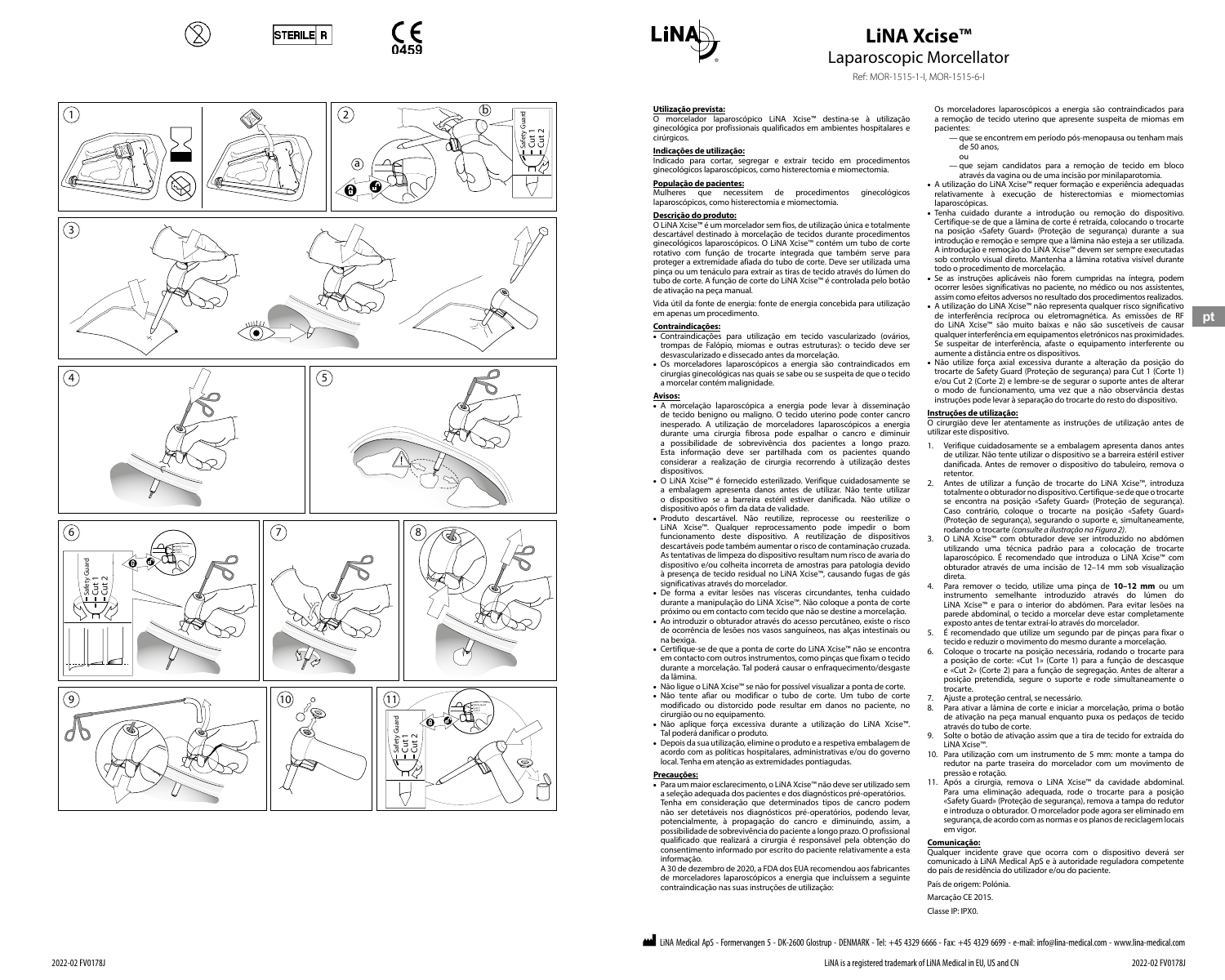# LiNA Xcise™

Laparoscopic Morcellator

Ref: MOR-1515-1-I, MOR-1515-6-I

**Utilização prevista:**
O morcelador laparoscópico LiNA Xcise™ destina-se à utilização ginecológica por profissionais qualificados em ambientes hospitalares e cirúrgicos.

**Indicações de utilização:**
Indicado para cortar, segregar e extrair tecido em procedimentos ginecológicos laparoscópicos, como histerectomia e miomectomia.

**População de pacientes:**
Mulheres que necessitem de procedimentos ginecológicos laparoscópicos, como histerectomia e miomectomia.

**Descrição do produto:**
O LiNA Xcise™ é um morcelador sem fios, de utilização única e totalmente descartável destinado à morcelação de tecidos durante procedimentos ginecológicos laparoscópicos. O LiNA Xcise™ contém um tubo de corte rotativo com função de trocarte integrada que também serve para proteger a extremidade afiada do tubo de corte. Deve ser utilizada uma pinça ou um tenáculo para extrair as tiras de tecido através do lúmen do tubo de corte. A função de corte do LiNA Xcise™ é controlada pelo botão de ativação na peça manual.

Vida útil da fonte de energia: fonte de energia concebida para utilização em apenas um procedimento.

**Contraindicações:**
- Contraindicações para utilização em tecido vascularizado (ovários, trompas de Falópio, miomas e outras estruturas): o tecido deve ser desvascularizado e dissecado antes da morcelação.
- Os morceladores laparoscópicos a energia são contraindicados em cirurgias ginecológicas nas quais se sabe ou se suspeita de que o tecido a morcelar contém malignidade.

**Avisos:**
- A morcelação laparoscópica a energia pode levar à disseminação de tecido benigno ou maligno. O tecido uterino pode conter cancro inesperado. A utilização de morceladores laparoscópicos a energia durante uma cirurgia fibrosa pode espalhar o cancro e diminuir a possibilidade de sobrevivência dos pacientes a longo prazo. Esta informação deve ser partilhada com os pacientes quando considerar a realização de cirurgia recorrendo à utilização destes dispositivos.
- O LiNA Xcise™ é fornecido esterilizado. Verifique cuidadosamente se a embalagem apresenta danos antes de utilizar. Não tente utilizar o dispositivo se a barreira estéril estiver danificada. Não utilize o dispositivo após o fim da data de validade.
- Produto descartável. Não reutilize, reprocesse ou reesterilize o LiNA Xcise™. Qualquer reprocessamento pode impedir o bom funcionamento deste dispositivo. A reutilização de dispositivos descartáveis pode também aumentar o risco de contaminação cruzada. As tentativas de limpeza do dispositivo resultam num risco de avaria do dispositivo e/ou colheita incorreta de amostras para patologia devido à presença de tecido residual no LiNA Xcise™, causando fugas de gás significativas através do morcelador.
- De forma a evitar lesões nas vísceras circundantes, tenha cuidado durante a manipulação do LiNA Xcise™. Não coloque a ponta de corte próximo ou em contacto com tecido que não se destine a morcelação.
- Ao introduzir o obturador através do acesso percutâneo, existe o risco de ocorrência de lesões nos vasos sanguíneos, nas alças intestinais ou na bexiga.
- Certifique-se de que a ponta de corte do LiNA Xcise™ não se encontra em contacto com outros instrumentos, como pinças que fixam o tecido durante a morcelação. Tal poderá causar o enfraquecimento/desgaste da lâmina.
- Não ligue o LiNA Xcise™ se não for possível visualizar a ponta de corte.
- Não tente afiar ou modificar o tubo de corte. Um tubo de corte modificado ou distorcido pode resultar em danos no paciente, no cirurgião ou no equipamento.
- Não aplique força excessiva durante a utilização do LiNA Xcise™. Tal poderá danificar o produto.
- Depois da sua utilização, elimine o produto e a respetiva embalagem de acordo com as políticas hospitalares, administrativas e/ou do governo local. Tenha em atenção as extremidades pontiagudas.

**Precauções:**
- Para um maior esclarecimento, o LiNA Xcise™ não deve ser utilizado sem a seleção adequada dos pacientes e dos diagnósticos pré-operatórios. Tenha em consideração que determinados tipos de cancro podem não ser detetáveis nos diagnósticos pré-operatórios, podendo levar, potencialmente, à propagação do cancro e diminuindo, assim, a possibilidade de sobrevivência do paciente a longo prazo. O profissional qualificado que realizará a cirurgia é responsável pela obtenção do consentimento informado por escrito do paciente relativamente a esta informação.

  A 30 de dezembro de 2020, a FDA dos EUA recomendou aos fabricantes de morceladores laparoscópicos a energia que incluíssem a seguinte contraindicação nas suas instruções de utilização:

  Os morceladores laparoscópicos a energia são contraindicados para a remoção de tecido uterino que apresente suspeita de miomas em pacientes:
  - que se encontrem em período pós-menopausa ou tenham mais de 50 anos,

    ou
  - que sejam candidatos para a remoção de tecido em bloco através da vagina ou de uma incisão por minilaparotomia.
- A utilização do LiNA Xcise™ requer formação e experiência adequadas relativamente à execução de histerectomias e miomectomias laparoscópicas.
- Tenha cuidado durante a introdução ou remoção do dispositivo. Certifique-se de que a lâmina de corte é retraída, colocando o trocarte na posição «Safety Guard» (Proteção de segurança) durante a sua introdução e remoção e sempre que a lâmina não esteja a ser utilizada. A introdução e remoção do LiNA Xcise™ devem ser sempre executadas sob controlo visual direto. Mantenha a lâmina rotativa visível durante todo o procedimento de morcelação.
- Se as instruções aplicáveis não forem cumpridas na íntegra, podem ocorrer lesões significativas no paciente, no médico ou nos assistentes, assim como efeitos adversos no resultado dos procedimentos realizados.
- A utilização do LiNA Xcise™ não representa qualquer risco significativo de interferência recíproca ou eletromagnética. As emissões de RF do LiNA Xcise™ são muito baixas e não são suscetíveis de causar qualquer interferência em equipamentos eletrónicos nas proximidades. Se suspeitar de interferência, afaste o equipamento interferente ou aumente a distância entre os dispositivos.
- Não utilize força axial excessiva durante a alteração da posição do trocarte de Safety Guard (Proteção de segurança) para Cut 1 (Corte 1) e/ou Cut 2 (Corte 2) e lembre-se de segurar o suporte antes de alterar o modo de funcionamento, uma vez que a não observância destas instruções pode levar à separação do trocarte do resto do dispositivo.

**Instruções de utilização:**
O cirurgião deve ler atentamente as instruções de utilização antes de utilizar este dispositivo.

1. Verifique cuidadosamente se a embalagem apresenta danos antes de utilizar. Não tente utilizar o dispositivo se a barreira estéril estiver danificada. Antes de remover o dispositivo do tabuleiro, remova o retentor.
2. Antes de utilizar a função de trocarte do LiNA Xcise™, introduza totalmente o obturador no dispositivo. Certifique-se de que o trocarte se encontra na posição «Safety Guard» (Proteção de segurança). Caso contrário, coloque o trocarte na posição «Safety Guard» (Proteção de segurança), segurando o suporte e, simultaneamente, rodando o trocarte *(consulte a ilustração na Figura 2)*.
3. O LiNA Xcise™ com obturador deve ser introduzido no abdómen utilizando uma técnica padrão para a colocação de trocarte laparoscópico. É recomendado que introduza o LiNA Xcise™ com obturador através de uma incisão de 12–14 mm sob visualização direta.
4. Para remover o tecido, utilize uma pinça de **10–12 mm** ou um instrumento semelhante introduzido através do lúmen do LiNA Xcise™ e para o interior do abdómen. Para evitar lesões na parede abdominal, o tecido a morcelar deve estar completamente exposto antes de tentar extraí-lo através do morcelador.
5. É recomendado que utilize um segundo par de pinças para fixar o tecido e reduzir o movimento do mesmo durante a morcelação.
6. Coloque o trocarte na posição necessária, rodando o trocarte para a posição de corte: «Cut 1» (Corte 1) para a função de descasque e «Cut 2» (Corte 2) para a função de segregação. Antes de alterar a posição pretendida, segure o suporte e rode simultaneamente o trocarte.
7. Ajuste a proteção central, se necessário.
8. Para ativar a lâmina de corte e iniciar a morcelação, prima o botão de ativação na peça manual enquanto puxa os pedaços de tecido através do tubo de corte.
9. Solte o botão de ativação assim que a tira de tecido for extraída do LiNA Xcise™.
10. Para utilização com um instrumento de 5 mm: monte a tampa do redutor na parte traseira do morcelador com um movimento de pressão e rotação.
11. Após a cirurgia, remova o LiNA Xcise™ da cavidade abdominal. Para uma eliminação adequada, rode o trocarte para a posição «Safety Guard» (Proteção de segurança), remova a tampa do redutor e introduza o obturador. O morcelador pode agora ser eliminado em segurança, de acordo com as normas e os planos de reciclagem locais em vigor.

**Comunicação:**
Qualquer incidente grave que ocorra com o dispositivo deverá ser comunicado à LiNA Medical ApS e à autoridade reguladora competente do país de residência do utilizador e/ou do paciente.

País de origem: Polónia.

Marcação CE 2015.

Classe IP: IPX0.

LiNA Medical ApS - Formervangen 5 - DK-2600 Glostrup - DENMARK - Tel: +45 4329 6666 - Fax: +45 4329 6699 - e-mail: info@lina-medical.com - www.lina-medical.com

LiNA is a registered trademark of LiNA Medical in EU, US and CN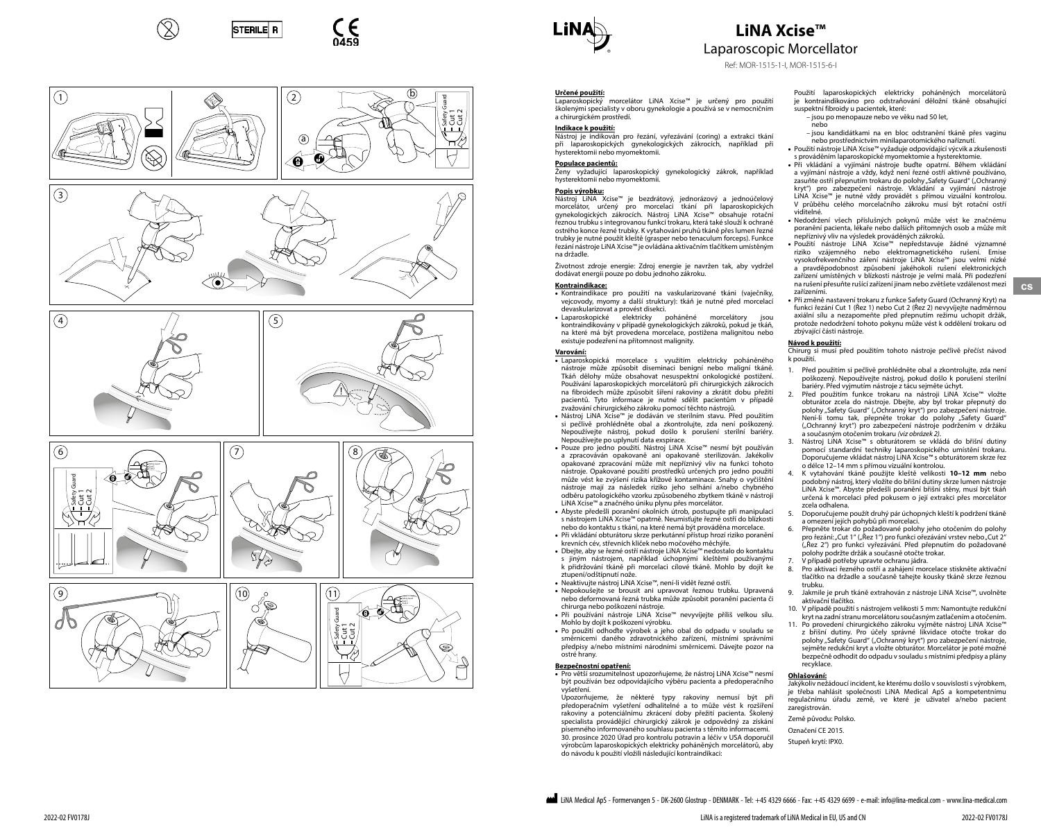# LiNA Xcise™

## Laparoscopic Morcellator

Ref: MOR-1515-1-I, MOR-1515-6-I

**Určené použití:**
Laparoskopický morcelátor LiNA Xcise™ je určený pro použití školenými specialisty v oboru gynekologie a používá se v nemocničním a chirurgickém prostředí.

**Indikace k použití:**
Nástroj je indikován pro řezání, vyřezávání (coring) a extrakci tkání při laparoskopických gynekologických zákrocích, například při hysterektomii nebo myomektomii.

**Populace pacientů:**
Ženy vyžadující laparoskopický gynekologický zákrok, například hysterektomii nebo myomektomii.

**Popis výrobku:**
Nástroj LiNA Xcise™ je bezdrátový, jednorázový a jednoúčelový morcelátor, určený pro morcelaci tkání při laparoskopických gynekologických zákrocích. Nástroj LiNA Xcise™ obsahuje rotační řeznou trubku s integrovanou funkcí trokaru, která také slouží k ochraně ostrého konce řezné trubky. K vytahování pruhů tkáně přes lumen řezné trubky je nutné použít kleště (grasper nebo tenaculum forceps). Funkce řezání nástroje LiNA Xcise™ je ovládána aktivačním tlačítkem umístěným na držadle.

Životnost zdroje energie: Zdroj energie je navržen tak, aby vydržel dodávat energii pouze po dobu jednoho zákroku.

**Kontraindikace:**
- Kontraindikace pro použití na vaskularizované tkáni (vaječníky, vejcovody, myomy a další struktury): tkáň je nutné před morcelací devaskularizovat a provést disekci.
- Laparoskopické elektricky poháněné morcelátory jsou kontraindikovány v případě gynekologických zákroků, pokud je tkáň, na které má být provedena morcelace, postižena malignitou nebo existuje podezření na přítomnost malignity.

**Varování:**
- Laparoskopická morcelace s využitím elektricky poháněného nástroje může způsobit diseminaci benigní nebo maligní tkáně. Tkáň dělohy může obsahovat nesuspektní onkologické postižení. Používání laparoskopických morcelátorů při chirurgických zákrocích na fibroidech může způsobit šíření rakoviny a zkrátit dobu přežití pacientů. Tyto informace je nutné sdělit pacientům v případě zvažování chirurgického zákroku pomocí těchto nástrojů.
- Nástroj LiNA Xcise™ je dodáván ve sterilním stavu. Před použitím si pečlivě prohlédněte obal a zkontrolujte, zda není poškozený. Nepoužívejte nástroj, pokud došlo k porušení sterilní bariéry. Nepoužívejte po uplynutí data exspirace.
- Pouze pro jedno použití. Nástroj LiNA Xcise™ nesmí být používán a zpracováván opakovaně ani opakovaně sterilizován. Jakékoliv opakované zpracování může mít nepříznivý vliv na funkci tohoto nástroje. Opakované použití prostředků určených pro jedno použití může vést ke zvýšení rizika křížové kontaminace. Snahy o vyčištění nástroje mají za následek riziko jeho selhání a/nebo chybného odběru patologického vzorku způsobeného zbytkem tkáně v nástroji LiNA Xcise™ a značného úniku plynu přes morcelátor.
- Abyste předešli poranění okolních útrob, postupujte při manipulaci s nástrojem LiNA Xcise™ opatrně. Neumístujte řezné ostří do blízkosti nebo do kontaktu s tkání, na které nemá být prováděna morcelace.
- Při vkládání obturátoru skrze perkutánní přístup hrozí riziko poranění krevních cév, střevních kliček nebo močového měchýře.
- Dbejte, aby se řezné ostří nástroje LiNA Xcise™ nedostalo do kontaktu s jiným nástrojem, například úchopnými kleštěmi používanými k přidržování tkáně při morcelaci cílové tkáně. Mohlo by dojít ke ztupení/odštípnutí nože.
- Neaktivujte nástroj LiNA Xcise™, není-li vidět řezné ostří.
- Nepokoušejte se brousit ani upravovat řeznou trubku. Upravená nebo deformovaná řezná trubka může způsobit poranění pacienta či chirurga nebo poškození nástroje.
- Při používání nástroje LiNA Xcise™ nevyvíjejte příliš velkou sílu. Mohlo by dojít k poškození výrobku.
- Po použití odhoďte výrobek a jeho obal do odpadu v souladu se směrnicemi daného zdravotnického zařízení, místními správními předpisy a/nebo místními národními směrnicemi. Dávejte pozor na ostré hrany.

**Bezpečnostní opatření:**
- Pro větší srozumitelnost upozorňujeme, že nástroj LiNA Xcise™ nesmí být používán bez odpovídajícího výběru pacienta a předoperačního vyšetření.
Upozorňujeme, že některé typy rakoviny nemusí být při předoperačním vyšetření odhalitelné a to může vést k rozšíření rakoviny a potenciálnímu zkrácení doby přežití pacienta. Školený specialista provádějící chirurgický zákrok je odpovědný za získání písemného informovaného souhlasu pacienta s těmito informacemi.
30. prosince 2020 Úřad pro kontrolu potravin a léčiv v USA doporučil výrobcům laparoskopických elektricky poháněných morcelátorů, aby do návodu k použití vložili následující kontraindikaci:

Použití laparoskopických elektricky poháněných morcelátorů je kontraindikováno pro odstraňování děložní tkáně obsahující suspektní fibroidy u pacientek, které:
  – jsou po menopauze nebo ve věku nad 50 let,
  nebo
  – jsou kandidátkami na en bloc odstranění tkáně přes vaginu nebo prostřednictvím minilaparotomického naříznutí.
- Použití nástroje LiNA Xcise™ vyžaduje odpovídající výcvik a zkušenosti s prováděním laparoskopické myomektomie a hysterektomie.
- Při vkládání a vyjímání nástroje buďte opatrní. Během vkládání a vyjímání nástroje a vždy, když není řezné ostří aktivně používáno, zasuňte ostří přepnutím trokaru do polohy „Safety Guard" („Ochranný kryt") pro zabezpečení nástroje. Vkládání a vyjímání nástroje LiNA Xcise™ je nutné vždy provádět s přímou vizuální kontrolou. V průběhu celého morcelačního zákroku musí být rotační ostří viditelné.
- Nedodržení všech příslušných pokynů může vést ke značnému poranění pacienta, lékaře nebo dalších přítomných osob a může mít nepříznivý vliv na výsledek prováděných zákroků.
- Použití nástroje LiNA Xcise™ nepředstavuje žádné významné riziko vzájemného nebo elektromagnetického rušení. Emise vysokofrekvenčního záření nástroje LiNA Xcise™ jsou velmi nízké a pravděpodobnost způsobení jakékoholi rušení elektronických zařízení umístěných v blízkosti nástroje je velmi malá. Při podezření na rušení přesuňte rušící zařízení jinam nebo zvětšete vzdálenost mezi zařízeními.
- Při změně nastavení trokaru z funkce Safety Guard (Ochranný Kryt) na funkci řezání Cut 1 (Řez 1) nebo Cut 2 (Řez 2) nevyvíjejte nadměrnou axiální sílu a nezapomeňte před přepnutím režimu uchopit držák, protože nedodržení tohoto pokynu může vést k oddělení trokaru od zbývající části nástroje.

**Návod k použití:**
Chirurg si musí před použitím tohoto nástroje pečlivě přečíst návod k použití.

1. Před použitím si pečlivě prohlédněte obal a zkontrolujte, zda není poškozený. Nepoužívejte nástroj, pokud došlo k porušení sterilní bariéry. Před vyjmutím nástroje z tácu sejměte úchyt.
2. Před použitím funkce trokaru na nástroji LiNA Xcise™ vložte obturátor zcela do nástroje. Dbejte, aby byl trokar přepnutý do polohy „Safety Guard" („Ochranný kryt") pro zabezpečení nástroje. Není-li tomu tak, přepněte trokar do polohy „Safety Guard" („Ochranný kryt") pro zabezpečení nástroje podržením v držáku a současným otočením trokaru *(viz obrázek 2)*.
3. Nástroj LiNA Xcise™ s obturátorem se vkládá do břišní dutiny pomocí standardní techniky laparoskopického umístění trokaru. Doporučujeme vkládat nástroj LiNA Xcise™ s obturátorem skrze řez o délce 12–14 mm s přímou vizuální kontrolou.
4. K vytahování tkáně použijte kleště velikosti **10–12 mm** nebo podobný nástroj, který vložíte do břišní dutiny skrze lumen nástroje LiNA Xcise™. Abyste předešli poranění břišní stěny, musí být tkáň určená k morcelaci před pokusem o její extrakci přes morcelátor zcela odhalena.
5. Doporučujeme použít druhý pár úchopných kleští k podržení tkáně a omezení jejích pohybů při morcelaci.
6. Přepněte trokar do požadované polohy jeho otočením do polohy pro řezání: „Cut 1" („Řez 1") pro funkci ořezávání vrstev nebo „Cut 2" („Řez 2") pro funkci vyřezávání. Před přepnutím do požadované polohy podržte držák a současně otočte trokar.
7. V případě potřeby upravte ochranu jádra.
8. Pro aktivaci řezného ostří a zahájení morcelace stiskněte aktivační tlačítko na držadle a současně tahejte kousky tkáně skrze řeznou trubku.
9. Jakmile je pruh tkáně extrahován z nástroje LiNA Xcise™, uvolněte aktivační tlačítko.
10. V případě použití s nástrojem velikosti 5 mm: Namontujte redukční kryt na zadní stranu morcelátoru současným zatlačením a otočením.
11. Po provedení chirurgického zákroku vyjměte nástroj LiNA Xcise™ z břišní dutiny. Pro účely správné likvidace otočte trokar do polohy „Safety Guard" („Ochranný kryt") pro zabezpečení nástroje, sejměte redukční kryt a vložte obturátor. Morcelátor je poté možné bezpečně odhodit do odpadu v souladu s místními předpisy a plány recyklace.

**Ohlašování:**
Jakýkoliv nežádoucí incident, ke kterému došlo v souvislosti s výrobkem, je třeba nahlásit společnosti LiNA Medical ApS a kompetentnímu regulačnímu úřadu země, ve které je uživatel a/nebo pacient zaregistrován.

Země původu: Polsko.

Označení CE 2015.

Stupeň krytí: IPX0.

LiNA Medical ApS - Formervangen 5 - DK-2600 Glostrup - DENMARK - Tel: +45 4329 6666 - Fax: +45 4329 6699 - e-mail: info@lina-medical.com - www.lina-medical.com

LiNA is a registered trademark of LiNA Medical in EU, US and CN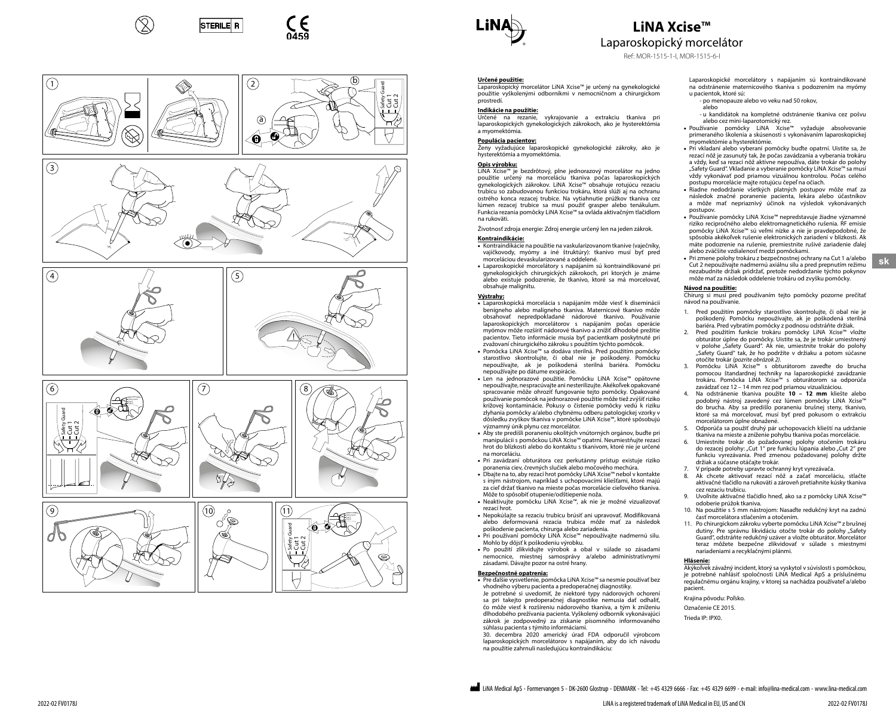STERILE R

CE 0459

LiNA®

# LiNA Xcise™

## Laparoskopický morcelátor

Ref: MOR-1515-1-I, MOR-1515-6-I

Safety Guard
Cut 1
Cut 2

### Určené použitie:

Laparoskopický morcelátor LiNA Xcise™ je určený na gynekologické použitie vyškolenými odborníkmi v nemocničnom a chirurgickom prostredí.

### Indikácie na použitie:

Určené na rezanie, vykrajovanie a extrakciu tkaniva pri laparoskopických gynekologických zákrokoch, ako je hysterektómia a myomektómia.

### Populácia pacientov:

Ženy vyžadujúce laparoskopické gynekologické zákroky, ako je hysterektómia a myomektómia.

### Opis výrobku:

LiNA Xcise™ je bezdrôtový, plne jednorazový morcelátor na jedno použitie určený na morceláciu tkaniva počas laparoskopických gynekologických zákrokov. LiNA Xcise™ obsahuje rotujúcu reznú trubicu so zabudovanou funkciou trokáru, ktorá slúži aj na ochranu ostrého konca reznej trubice. Na vytiahnutie prúžkov tkaniva cez lúmen reznej trubice sa musí použiť grasper alebo tenákulum. Funkcia rezania pomôcky LiNA Xcise™ sa ovláda aktivačným tlačidlom na rukoväti.

Životnosť zdroja energie: Zdroj energie určený len na jeden zákrok.

### Kontraindikácie:

- Kontraindikácie na použitie na vaskularizovanom tkanive (vaječníky, vajíčkovody, myómy a iné štruktúry): tkanivo musí byť pred morceláciou devaskularizované a oddelené.
- Laparoskopické morcelátory s napájaním sú kontraindikované pri gynekologických chirurgických zákrokoch, pri ktorých je známe alebo existuje podozrenie, že tkanivo, ktoré sa má morcelovať, obsahuje malignitu.

### Výstrahy:

- Laparoskopická morcelácia s napájaním môže viesť k diseminácii benígneho alebo malígneho tkaniva. Maternicové tkanivo môže obsahovať nepredpokladané nádorové tkanivo. Používanie laparoskopických morcelátorov s napájaním počas operácie myómov môže rozšíriť nádorové tkanivo a znížiť dlhodobé prežitie pacientov. Tieto informácie musia byť pacientkam poskytnuté pri zvažovaní chirurgického zákroku s použitím týchto pomôcok.
- Pomôcka LiNA Xcise™ sa dodáva sterilná. Pred použitím pomôcky starostlivo skontrolujte, či obal nie je poškodený. Pomôcku nepoužívajte, ak je poškodená sterilná bariéra. Pomôcku nepoužívajte po dátume exspirácie.
- Len na jednorazové použitie. Pomôcku LiNA Xcise™ opätovne nepoužívajte, nesprac​ovávajte ani nesterilizujte. Akékoľvek opakované spracovanie môže ohroziť fungovanie tejto pomôcky. Opakované používanie pomôcok na jednorazové použitie môže tiež zvýšiť riziko krížovej kontaminácie. Pokusy o čistenie pomôcky vedú k riziku zlyhania pomôcky a/alebo chybnému odberu patologickej vzorky v dôsledku zvyškov tkaniva v pomôcke LiNA Xcise™, ktoré spôsobujú významný únik plynu cez morcelátor.
- Aby ste predišli poraneniu okolitých vnútorných orgánov, buďte pri manipulácii s pomôckou LiNA Xcise™ opatrní. Neumiestňujte rezací hrot do blízkosti alebo do kontaktu s tkanivom, ktoré nie je určené na morceláciu.
- Pri zavádzaní obturátora cez perkutánny prístup existuje riziko poranenia ciev, črevných slučiek alebo močového mechúra.
- Dbajte na to, aby rezací hrot pomôcky LiNA Xcise™ nebol v kontakte s iným nástrojom, napríklad s uchopovacími kliešťami, ktoré majú za cieľ držať tkanivo na mieste počas morcelácie cieľového tkaniva. Môže to spôsobiť otupenie/odštiepenie noža.
- Neaktivujte pomôcku LiNA Xcise™, ak nie je možné vizualizovať rezací hrot.
- Nepokúšajte sa reznú trubicu brúsiť ani upravovať. Modifikovaná alebo deformovaná rezacia trubica môže mať za následok poškodenie pacienta, chirurga alebo zariadenia.
- Pri používaní pomôcky LiNA Xcise™ nepoužívajte nadmernú silu. Mohlo by dôjsť k poškodeniu výrobku.
- Po použití zlikvidujte výrobok a obal v súlade so zásadami nemocnice, miestnej samosprávy a/alebo administratívnymi zásadami. Dávajte pozor na ostré hrany.

### Bezpečnostné opatrenia:

- Pre ďalšie vysvetlenie, pomôcka LiNA Xcise™ sa nesmie používať bez vhodného výberu pacienta a predoperačnej diagnostiky.
  Je potrebné si uvedomiť, že niektoré typy nádorových ochorení sa pri takejto predoperačnej diagnostike nemusia dať odhaliť, čo môže viesť k rozšíreniu nádorového tkaniva, a tým k zníženiu dlhodobého prežívania pacienta. Vyškolený odborník vykonávajúci zákrok je zodpovedný za získanie písomného informovaného súhlasu pacienta s týmito informáciami.
  30. decembra 2020 americký úrad FDA odporučil výrobcom laparoskopických morcelátorov s napájaním, aby do ich návodu na použitie zahrnuli nasledujúcu kontraindikáciu:

  Laparoskopické morcelátory s napájaním sú kontraindikované na odstránenie maternicového tkaniva s podozrením na myómy u pacientok, ktoré sú:
  - po menopauze alebo vo veku nad 50 rokov, alebo
  - u kandidátok na kompletné odstránenie tkaniva cez pošvu alebo cez mini-laparotomický rez.
- Používanie pomôcky LiNA Xcise™ vyžaduje absolvovanie primeraného školenia a skúsenosti s vykonávaním laparoskopickej myomektómie a hysterektómie.
- Pri vkladaní alebo vyberaní pomôcky buďte opatrní. Uistite sa, že rezací nôž je zasunutý tak, že počas zavádzania a vyberania trokáru a vždy, keď sa rezací nôž aktívne nepoužíva, dáte trokár do polohy „Safety Guard". Vkladanie a vyberanie pomôcky LiNA Xcise™ sa musí vždy vykonávať pod priamou vizuálnou kontrolou. Počas celého postupu morcelácie majte rotujúcu čepeľ na očiach.
- Riadne nedodržanie všetkých platných postupov môže mať za následok značné poranenie pacienta, lekára alebo účastníkov a môže mať nepriaznivý účinok na výsledok vykonávaných postupov.
- Používanie pomôcky LiNA Xcise™ nepredstavuje žiadne významné riziko recipročného alebo elektromagnetického rušenia. RF emisie pomôcky LiNA Xcise™ sú veľmi nízke a nie je pravdepodobné, že spôsobia akékoľvek rušenie elektronických zariadení v blízkosti. Ak máte podozrenie na rušenie, premiestnite rušivé zariadenie ďalej alebo zväčšite vzdialenosť medzi pomôckami.
- Pri zmene polohy trokáru z bezpečnostnej ochrany na Cut 1 a/alebo Cut 2 nepoužívajte nadmernú axiálnu silu a pred prepnutím režimu nezabudnite držiak pridržať, pretože nedodržanie týchto pokynov môže mať za následok oddelenie trokáru od zvyšku pomôcky.

### Návod na použitie:

Chirurg si musí pred používaním tejto pomôcky pozorne prečítať návod na používanie.

1. Pred použitím pomôcky starostlivo skontrolujte, či obal nie je poškodený. Pomôcku nepoužívajte, ak je poškodená sterilná bariéra. Pred vybratím pomôcky z podnosu odstráňte držiak.
2. Pred použitím funkcie trokáru pomôcky LiNA Xcise™ vložte obturátor úplne do pomôcky. Uistite sa, že je trokár umiestnený v polohe „Safety Guard". Ak nie, umiestnite trokár do polohy „Safety Guard" tak, že ho pridržíte v držiaku a potom súčasne otočíte trokár *(pozrite obrázok 2)*.
3. Pomôcku LiNA Xcise™ s obturátorom zaveďte do brucha pomocou štandardnej techniky na laparoskopické zavádzanie trokáru. Pomôcka LiNA Xcise™ s obturátorom sa odporúča zavádzať cez 12 – 14 mm rez pod priamou vizualizáciou.
4. Na odstránenie tkaniva použite **10 – 12 mm** kliešte alebo podobný nástroj zavedený cez lúmen pomôcky LiNA Xcise™ do brucha. Aby sa predišlo poraneniu brušnej steny, tkanivo, ktoré sa má morcelovať, musí byť pred pokusom o extrakciu morcelátorom úplne obnažené.
5. Odporúča sa použiť druhý pár uchopovacích kliešti na udržanie tkaniva na mieste a zníženie pohybu tkaniva počas morcelácie.
6. Umiestnite trokár do požadovanej polohy otočením trokáru do rezacej polohy: „Cut 1" pre funkciu lúpania alebo „Cut 2" pre funkciu vyrezávania. Pred zmenou požadovanej polohy držte držiak a súčasne otáčajte trokár.
7. V prípade potreby upravte ochranný kryt vyrezávača.
8. Ak chcete aktivovať rezací nôž a začať morceláciu, stlačte aktivačné tlačidlo na rukoväti a zároveň pretiahnite kúsky tkaniva cez reznú trubicu.
9. Uvoľnite aktivačné tlačidlo hneď, ako sa z pomôcky LiNA Xcise™ odoberie prúžok tkaniva.
10. Na použitie s 5 mm nástrojom: Nasaďte redukčný kryt na zadnú časť morcelátora stlačením a otočením.
11. Po chirurgickom zákroku vyberte pomôcku LiNA Xcise™ z brušnej dutiny. Pre správnu likvidáciu otočte trokár do polohy „Safety Guard", odstráňte redukčný uzáver a vložte obturátor. Morcelátor teraz môžete bezpečne zlikvidovať v súlade s miestnymi nariadeniami a recyklačnými plánmi.

### Hlásenie:

Akýkoľvek závažný incident, ktorý sa vyskytol v súvislosti s pomôckou, je potrebné nahlásiť spoločnosti LiNA Medical ApS a príslušnému regulačnému orgánu krajiny, v ktorej sa nachádza používateľ a/alebo pacient.

Krajina pôvodu: Poľsko.

Označenie CE 2015.

Trieda IP: IPX0.

sk

LiNA Medical ApS - Formervangen 5 - DK-2600 Glostrup - DENMARK - Tel: +45 4329 6666 - Fax: +45 4329 6699 - e-mail: info@lina-medical.com - www.lina-medical.com

LiNA is a registered trademark of LiNA Medical in EU, US and CN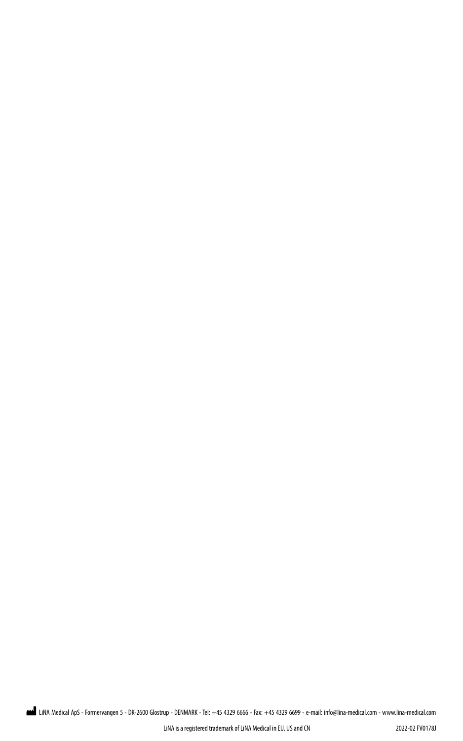LiNA Medical ApS - Formervangen 5 - DK-2600 Glostrup - DENMARK - Tel: +45 4329 6666 - Fax: +45 4329 6699 - e-mail: info@lina-medical.com - www.lina-medical.com

LiNA is a registered trademark of LiNA Medical in EU, US and CN

2022-02 FV0178J